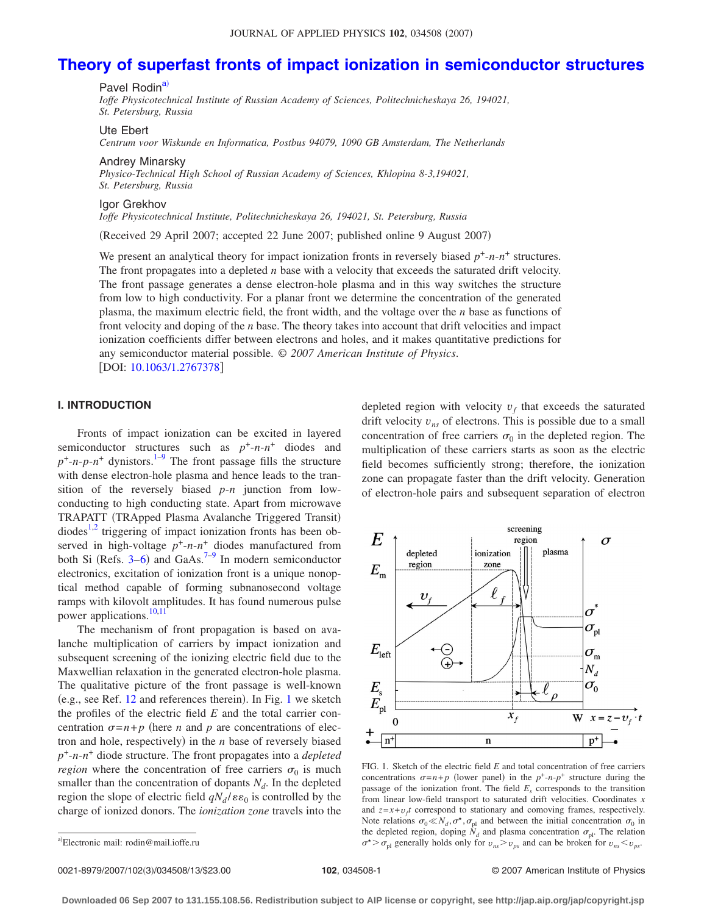# Theory of superfast fronts of impact ionization in semiconductor structures

Pavel Rodin[a)]
*Ioffe Physicotechnical Institute of Russian Academy of Sciences, Politechnicheskaya 26, 194021, St. Petersburg, Russia*

Ute Ebert
*Centrum voor Wiskunde en Informatica, Postbus 94079, 1090 GB Amsterdam, The Netherlands*

Andrey Minarsky
*Physico-Technical High School of Russian Academy of Sciences, Khlopina 8-3,194021, St. Petersburg, Russia*

Igor Grekhov
*Ioffe Physicotechnical Institute, Politechnicheskaya 26, 194021, St. Petersburg, Russia*

(Received 29 April 2007; accepted 22 June 2007; published online 9 August 2007)

We present an analytical theory for impact ionization fronts in reversely biased $p^+$-$n$-$n^+$ structures. The front propagates into a depleted $n$ base with a velocity that exceeds the saturated drift velocity. The front passage generates a dense electron-hole plasma and in this way switches the structure from low to high conductivity. For a planar front we determine the concentration of the generated plasma, the maximum electric field, the front width, and the voltage over the $n$ base as functions of front velocity and doping of the $n$ base. The theory takes into account that drift velocities and impact ionization coefficients differ between electrons and holes, and it makes quantitative predictions for any semiconductor material possible. © *2007 American Institute of Physics*. [DOI: 10.1063/1.2767378]

## I. INTRODUCTION

Fronts of impact ionization can be excited in layered semiconductor structures such as $p^+$-$n$-$n^+$ diodes and $p^+$-$n$-$p$-$n^+$ dynistors.[1–9] The front passage fills the structure with dense electron-hole plasma and hence leads to the transition of the reversely biased $p$-$n$ junction from low-conducting to high conducting state. Apart from microwave TRAPATT (TRApped Plasma Avalanche Triggered Transit) diodes[1,2] triggering of impact ionization fronts has been observed in high-voltage $p^+$-$n$-$n^+$ diodes manufactured from both Si (Refs. 3–6) and GaAs.[7–9] In modern semiconductor electronics, excitation of ionization front is a unique nonoptical method capable of forming subnanosecond voltage ramps with kilovolt amplitudes. It has found numerous pulse power applications.[10,11]

The mechanism of front propagation is based on avalanche multiplication of carriers by impact ionization and subsequent screening of the ionizing electric field due to the Maxwellian relaxation in the generated electron-hole plasma. The qualitative picture of the front passage is well-known (e.g., see Ref. 12 and references therein). In Fig. 1 we sketch the profiles of the electric field $E$ and the total carrier concentration $\sigma=n+p$ (here $n$ and $p$ are concentrations of electron and hole, respectively) in the $n$ base of reversely biased $p^+$-$n$-$n^+$ diode structure. The front propagates into a *depleted region* where the concentration of free carriers $\sigma_0$ is much smaller than the concentration of dopants $N_d$. In the depleted region the slope of electric field $qN_d/\varepsilon\varepsilon_0$ is controlled by the charge of ionized donors. The *ionization zone* travels into the depleted region with velocity $v_f$ that exceeds the saturated drift velocity $v_{ns}$ of electrons. This is possible due to a small concentration of free carriers $\sigma_0$ in the depleted region. The multiplication of these carriers starts as soon as the electric field becomes sufficiently strong; therefore, the ionization zone can propagate faster than the drift velocity. Generation of electron-hole pairs and subsequent separation of electron

FIG. 1. Sketch of the electric field $E$ and total concentration of free carriers concentrations $\sigma=n+p$ (lower panel) in the $p^+$-$n$-$p^+$ structure during the passage of the ionization front. The field $E_s$ corresponds to the transition from linear low-field transport to saturated drift velocities. Coordinates $x$ and $z=x+v_ft$ correspond to stationary and comoving frames, respectively. Note relations $\sigma_0 \ll N_d, \sigma^\star, \sigma_{\rm pl}$ and between the initial concentration $\sigma_0$ in the depleted region, doping $N_d$ and plasma concentration $\sigma_{\rm pl}$. The relation $\sigma^\star > \sigma_{\rm pl}$ generally holds only for $v_{ns} > v_{ps}$ and can be broken for $v_{ns} < v_{ps}$.

a)Electronic mail: rodin@mail.ioffe.ru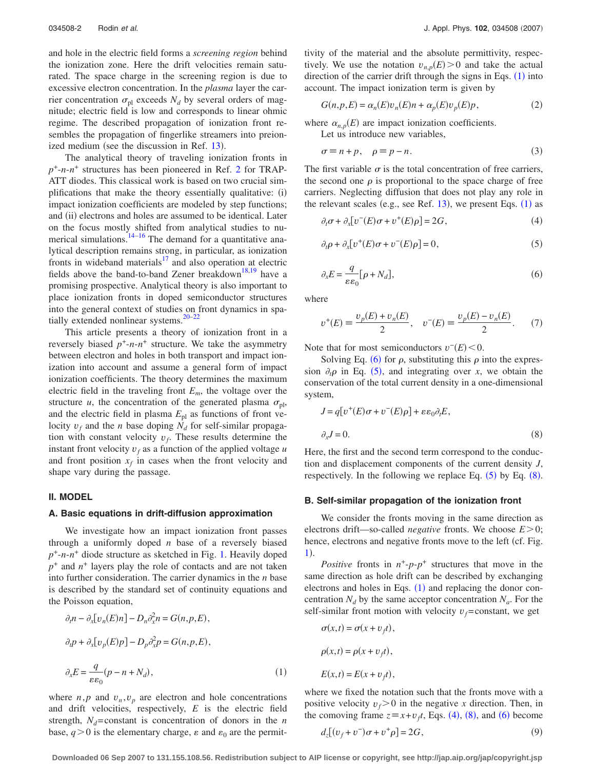and hole in the electric field forms a *screening region* behind the ionization zone. Here the drift velocities remain saturated. The space charge in the screening region is due to excessive electron concentration. In the *plasma* layer the carrier concentration $\sigma_{\rm pl}$ exceeds $N_d$ by several orders of magnitude; electric field is low and corresponds to linear ohmic regime. The described propagation of ionization front resembles the propagation of fingerlike streamers into preionized medium (see the discussion in Ref. 13).

The analytical theory of traveling ionization fronts in $p^+$-$n$-$n^+$ structures has been pioneered in Ref. 2 for TRAPATT diodes. This classical work is based on two crucial simplifications that make the theory essentially qualitative: (i) impact ionization coefficients are modeled by step functions; and (ii) electrons and holes are assumed to be identical. Later on the focus mostly shifted from analytical studies to numerical simulations.[14–16] The demand for a quantitative analytical description remains strong, in particular, as ionization fronts in wideband materials[17] and also operation at electric fields above the band-to-band Zener breakdown[18,19] have a promising prospective. Analytical theory is also important to place ionization fronts in doped semiconductor structures into the general context of studies on front dynamics in spatially extended nonlinear systems.[20–22]

This article presents a theory of ionization front in a reversely biased $p^+$-$n$-$n^+$ structure. We take the asymmetry between electron and holes in both transport and impact ionization into account and assume a general form of impact ionization coefficients. The theory determines the maximum electric field in the traveling front $E_m$, the voltage over the structure $u$, the concentration of the generated plasma $\sigma_{\rm pl}$, and the electric field in plasma $E_{\rm pl}$ as functions of front velocity $v_f$ and the $n$ base doping $N_d$ for self-similar propagation with constant velocity $v_f$. These results determine the instant front velocity $v_f$ as a function of the applied voltage $u$ and front position $x_f$ in cases when the front velocity and shape vary during the passage.

## II. MODEL

### A. Basic equations in drift-diffusion approximation

We investigate how an impact ionization front passes through a uniformly doped $n$ base of a reversely biased $p^+$-$n$-$n^+$ diode structure as sketched in Fig. 1. Heavily doped $p^+$ and $n^+$ layers play the role of contacts and are not taken into further consideration. The carrier dynamics in the $n$ base is described by the standard set of continuity equations and the Poisson equation,

$$\partial_t n - \partial_x[v_n(E)n] - D_n\partial_x^2 n = G(n,p,E),$$

$$\partial_t p + \partial_x[v_p(E)p] - D_p\partial_x^2 p = G(n,p,E),$$

$$\partial_x E = \frac{q}{\varepsilon\varepsilon_0}(p - n + N_d), \tag{1}$$

where $n,p$ and $v_n,v_p$ are electron and hole concentrations and drift velocities, respectively, $E$ is the electric field strength, $N_d$=constant is concentration of donors in the $n$ base, $q>0$ is the elementary charge, $\varepsilon$ and $\varepsilon_0$ are the permittivity of the material and the absolute permittivity, respectively. We use the notation $v_{n,p}(E)>0$ and take the actual direction of the carrier drift through the signs in Eqs. (1) into account. The impact ionization term is given by

$$G(n,p,E) = \alpha_n(E)v_n(E)n + \alpha_p(E)v_p(E)p, \tag{2}$$

where $\alpha_{n,p}(E)$ are impact ionization coefficients.

Let us introduce new variables,

$$\sigma \equiv n + p, \quad \rho \equiv p - n. \tag{3}$$

The first variable $\sigma$ is the total concentration of free carriers, the second one $\rho$ is proportional to the space charge of free carriers. Neglecting diffusion that does not play any role in the relevant scales (e.g., see Ref. 13), we present Eqs. (1) as

$$\partial_t\sigma + \partial_x[v^-(E)\sigma + v^+(E)\rho] = 2G, \tag{4}$$

$$\partial_t\rho + \partial_x[v^+(E)\sigma + v^-(E)\rho] = 0, \tag{5}$$

$$\partial_x E = \frac{q}{\varepsilon\varepsilon_0}[\rho + N_d], \tag{6}$$

where

$$v^+(E) \equiv \frac{v_p(E) + v_n(E)}{2}, \quad v^-(E) \equiv \frac{v_p(E) - v_n(E)}{2}. \tag{7}$$

Note that for most semiconductors $v^-(E)<0$.

Solving Eq. (6) for $\rho$, substituting this $\rho$ into the expression $\partial_t\rho$ in Eq. (5), and integrating over $x$, we obtain the conservation of the total current density in a one-dimensional system,

$$J = q[v^+(E)\sigma + v^-(E)\rho] + \varepsilon\varepsilon_0\partial_t E,$$

$$\partial_x J = 0. \tag{8}$$

Here, the first and the second term correspond to the conduction and displacement components of the current density $J$, respectively. In the following we replace Eq. (5) by Eq. (8).

### B. Self-similar propagation of the ionization front

We consider the fronts moving in the same direction as electrons drift—so-called *negative* fronts. We choose $E>0$; hence, electrons and negative fronts move to the left (cf. Fig. 1).

*Positive* fronts in $n^+$-$p$-$p^+$ structures that move in the same direction as hole drift can be described by exchanging electrons and holes in Eqs. (1) and replacing the donor concentration $N_d$ by the same acceptor concentration $N_a$. For the self-similar front motion with velocity $v_f$=constant, we get

$$\sigma(x,t) = \sigma(x + v_f t),$$

$$\rho(x,t) = \rho(x + v_f t),$$

$$E(x,t) = E(x + v_f t),$$

where we fixed the notation such that the fronts move with a positive velocity $v_f>0$ in the negative $x$ direction. Then, in the comoving frame $z\equiv x+v_f t$, Eqs. (4), (8), and (6) become

$$d_z[(v_f + v^-)\sigma + v^+\rho] = 2G, \tag{9}$$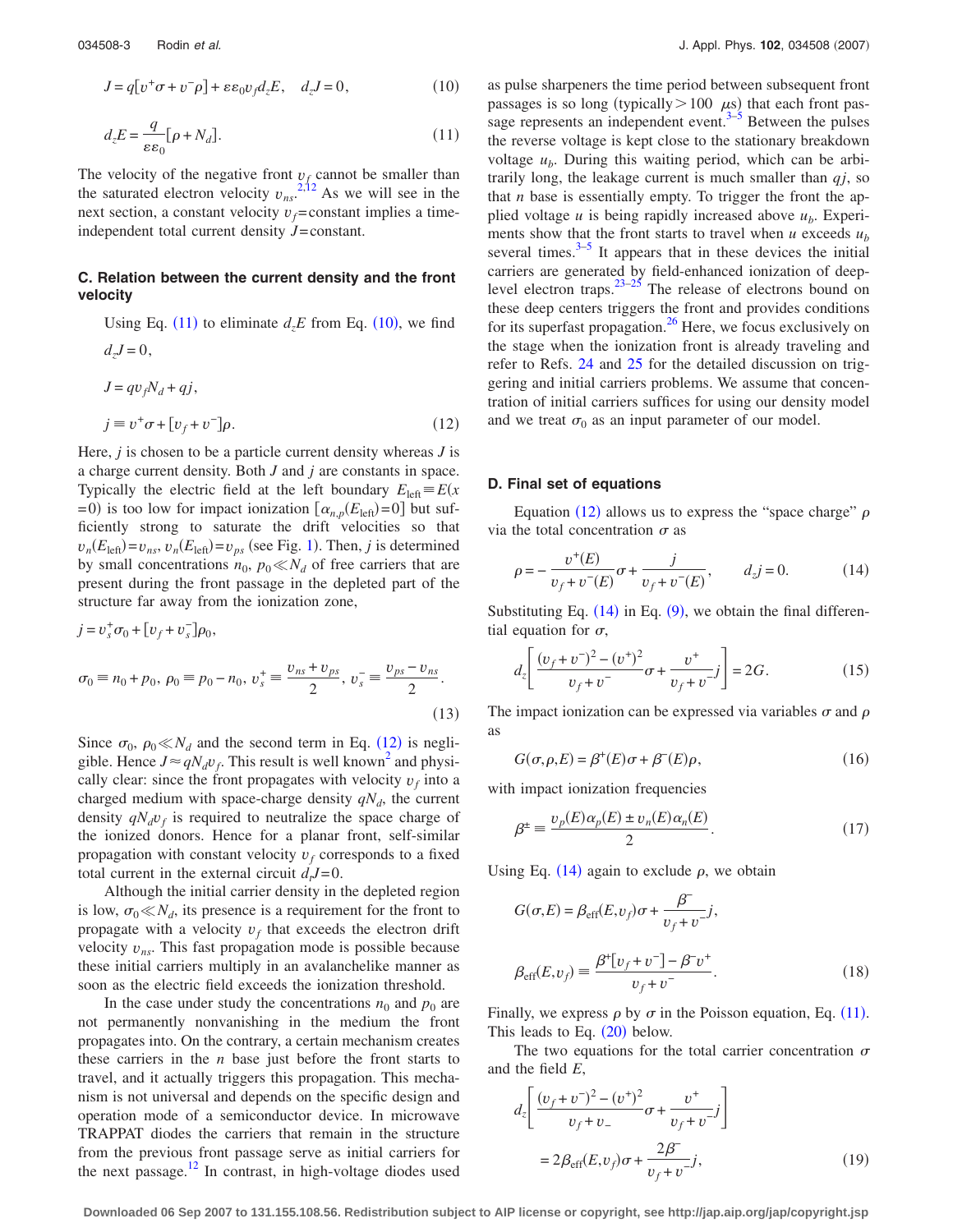$$J = q[v^+\sigma + v^-\rho] + \varepsilon\varepsilon_0 v_f d_z E, \quad d_z J = 0, \tag{10}$$

$$d_z E = \frac{q}{\varepsilon\varepsilon_0}[\rho + N_d]. \tag{11}$$

The velocity of the negative front $v_f$ cannot be smaller than the saturated electron velocity $v_{ns}$.[2,12] As we will see in the next section, a constant velocity $v_f$=constant implies a time-independent total current density $J$=constant.

### C. Relation between the current density and the front velocity

Using Eq. (11) to eliminate $d_z E$ from Eq. (10), we find

$$d_z J = 0,$$

$$J = q v_f N_d + q j,$$

$$j \equiv v^+\sigma + [v_f + v^-]\rho. \tag{12}$$

Here, $j$ is chosen to be a particle current density whereas $J$ is a charge current density. Both $J$ and $j$ are constants in space. Typically the electric field at the left boundary $E_{\text{left}} \equiv E(x=0)$ is too low for impact ionization $[\alpha_{n,p}(E_{\text{left}})=0]$ but sufficiently strong to saturate the drift velocities so that $v_n(E_{\text{left}})=v_{ns}$, $v_n(E_{\text{left}})=v_{ps}$ (see Fig. 1). Then, $j$ is determined by small concentrations $n_0$, $p_0 \ll N_d$ of free carriers that are present during the front passage in the depleted part of the structure far away from the ionization zone,

$$j = v_s^+\sigma_0 + [v_f + v_s^-]\rho_0,$$

$$\sigma_0 \equiv n_0 + p_0,\ \rho_0 \equiv p_0 - n_0,\ v_s^+ \equiv \frac{v_{ns}+v_{ps}}{2},\ v_s^- \equiv \frac{v_{ps}-v_{ns}}{2}. \tag{13}$$

Since $\sigma_0$, $\rho_0 \ll N_d$ and the second term in Eq. (12) is negligible. Hence $J \approx qN_d v_f$. This result is well known[2] and physically clear: since the front propagates with velocity $v_f$ into a charged medium with space-charge density $qN_d$, the current density $qN_d v_f$ is required to neutralize the space charge of the ionized donors. Hence for a planar front, self-similar propagation with constant velocity $v_f$ corresponds to a fixed total current in the external circuit $d_t J = 0$.

Although the initial carrier density in the depleted region is low, $\sigma_0 \ll N_d$, its presence is a requirement for the front to propagate with a velocity $v_f$ that exceeds the electron drift velocity $v_{ns}$. This fast propagation mode is possible because these initial carriers multiply in an avalanchelike manner as soon as the electric field exceeds the ionization threshold.

In the case under study the concentrations $n_0$ and $p_0$ are not permanently nonvanishing in the medium the front propagates into. On the contrary, a certain mechanism creates these carriers in the $n$ base just before the front starts to travel, and it actually triggers this propagation. This mechanism is not universal and depends on the specific design and operation mode of a semiconductor device. In microwave TRAPPAT diodes the carriers that remain in the structure from the previous front passage serve as initial carriers for the next passage.[12] In contrast, in high-voltage diodes used as pulse sharpeners the time period between subsequent front passages is so long (typically $>100$ $\mu$s) that each front passage represents an independent event.[3–5] Between the pulses the reverse voltage is kept close to the stationary breakdown voltage $u_b$. During this waiting period, which can be arbitrarily long, the leakage current is much smaller than $qj$, so that $n$ base is essentially empty. To trigger the front the applied voltage $u$ is being rapidly increased above $u_b$. Experiments show that the front starts to travel when $u$ exceeds $u_b$ several times.[3–5] It appears that in these devices the initial carriers are generated by field-enhanced ionization of deep-level electron traps.[23–25] The release of electrons bound on these deep centers triggers the front and provides conditions for its superfast propagation.[26] Here, we focus exclusively on the stage when the ionization front is already traveling and refer to Refs. 24 and 25 for the detailed discussion on triggering and initial carriers problems. We assume that concentration of initial carriers suffices for using our density model and we treat $\sigma_0$ as an input parameter of our model.

### D. Final set of equations

Equation (12) allows us to express the "space charge" $\rho$ via the total concentration $\sigma$ as

$$\rho = -\frac{v^+(E)}{v_f + v^-(E)}\sigma + \frac{j}{v_f + v^-(E)}, \qquad d_z j = 0. \tag{14}$$

Substituting Eq. (14) in Eq. (9), we obtain the final differential equation for $\sigma$,

$$d_z\left[\frac{(v_f+v^-)^2 - (v^+)^2}{v_f + v^-}\sigma + \frac{v^+}{v_f + v^-}j\right] = 2G. \tag{15}$$

The impact ionization can be expressed via variables $\sigma$ and $\rho$ as

$$G(\sigma,\rho,E) = \beta^+(E)\sigma + \beta^-(E)\rho, \tag{16}$$

with impact ionization frequencies

$$\beta^{\pm} \equiv \frac{v_p(E)\alpha_p(E) \pm v_n(E)\alpha_n(E)}{2}. \tag{17}$$

Using Eq. (14) again to exclude $\rho$, we obtain

$$G(\sigma,E) = \beta_{\text{eff}}(E,v_f)\sigma + \frac{\beta^-}{v_f + v^-}j,$$

$$\beta_{\text{eff}}(E,v_f) \equiv \frac{\beta^+[v_f + v^-] - \beta^- v^+}{v_f + v^-}. \tag{18}$$

Finally, we express $\rho$ by $\sigma$ in the Poisson equation, Eq. (11). This leads to Eq. (20) below.

The two equations for the total carrier concentration $\sigma$ and the field $E$,

$$d_z\left[\frac{(v_f+v^-)^2 - (v^+)^2}{v_f + v_-}\sigma + \frac{v^+}{v_f + v^-}j\right] = 2\beta_{\text{eff}}(E,v_f)\sigma + \frac{2\beta^-}{v_f + v^-}j, \tag{19}$$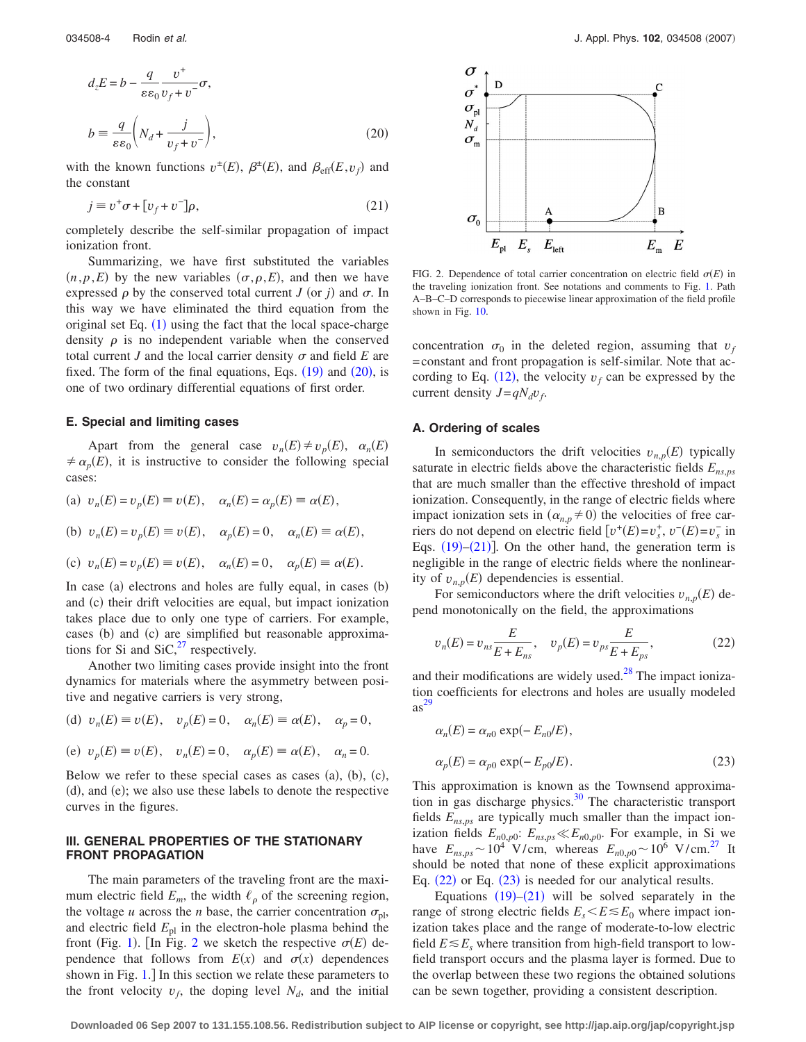$$d_z E = b - \frac{q}{\varepsilon\varepsilon_0}\frac{v^+}{v_f + v^-}\sigma,$$

$$b \equiv \frac{q}{\varepsilon\varepsilon_0}\left(N_d + \frac{j}{v_f + v^-}\right), \tag{20}$$

with the known functions $v^{\pm}(E)$, $\beta^{\pm}(E)$, and $\beta_{\text{eff}}(E, v_f)$ and the constant

$$j \equiv v^+ \sigma + [v_f + v^-]\rho, \tag{21}$$

completely describe the self-similar propagation of impact ionization front.

Summarizing, we have first substituted the variables $(n, p, E)$ by the new variables $(\sigma, \rho, E)$, and then we have expressed $\rho$ by the conserved total current $J$ (or $j$) and $\sigma$. In this way we have eliminated the third equation from the original set Eq. (1) using the fact that the local space-charge density $\rho$ is no independent variable when the conserved total current $J$ and the local carrier density $\sigma$ and field $E$ are fixed. The form of the final equations, Eqs. (19) and (20), is one of two ordinary differential equations of first order.

### E. Special and limiting cases

Apart from the general case $v_n(E) \neq v_p(E)$, $\alpha_n(E) \neq \alpha_p(E)$, it is instructive to consider the following special cases:

(a) $v_n(E) = v_p(E) \equiv v(E)$, $\quad \alpha_n(E) = \alpha_p(E) \equiv \alpha(E)$,

(b) $v_n(E) = v_p(E) \equiv v(E)$, $\quad \alpha_p(E) = 0$, $\quad \alpha_n(E) \equiv \alpha(E)$,

(c) $v_n(E) = v_p(E) \equiv v(E)$, $\quad \alpha_n(E) = 0$, $\quad \alpha_p(E) \equiv \alpha(E)$.

In case (a) electrons and holes are fully equal, in cases (b) and (c) their drift velocities are equal, but impact ionization takes place due to only one type of carriers. For example, cases (b) and (c) are simplified but reasonable approximations for Si and SiC,[27] respectively.

Another two limiting cases provide insight into the front dynamics for materials where the asymmetry between positive and negative carriers is very strong,

(d) $v_n(E) \equiv v(E)$, $\quad v_p(E) = 0$, $\quad \alpha_n(E) \equiv \alpha(E)$, $\quad \alpha_p = 0$,

(e) $v_p(E) \equiv v(E)$, $\quad v_n(E) = 0$, $\quad \alpha_p(E) \equiv \alpha(E)$, $\quad \alpha_n = 0$.

Below we refer to these special cases as cases (a), (b), (c), (d), and (e); we also use these labels to denote the respective curves in the figures.

## III. GENERAL PROPERTIES OF THE STATIONARY FRONT PROPAGATION

The main parameters of the traveling front are the maximum electric field $E_m$, the width $\ell_\rho$ of the screening region, the voltage $u$ across the $n$ base, the carrier concentration $\sigma_{\text{pl}}$, and electric field $E_{\text{pl}}$ in the electron-hole plasma behind the front (Fig. 1). [In Fig. 2 we sketch the respective $\sigma(E)$ dependence that follows from $E(x)$ and $\sigma(x)$ dependences shown in Fig. 1.] In this section we relate these parameters to the front velocity $v_f$, the doping level $N_d$, and the initial

FIG. 2. Dependence of total carrier concentration on electric field $\sigma(E)$ in the traveling ionization front. See notations and comments to Fig. 1. Path A–B–C–D corresponds to piecewise linear approximation of the field profile shown in Fig. 10.

concentration $\sigma_0$ in the deleted region, assuming that $v_f$ = constant and front propagation is self-similar. Note that according to Eq. (12), the velocity $v_f$ can be expressed by the current density $J = qN_d v_f$.

### A. Ordering of scales

In semiconductors the drift velocities $v_{n,p}(E)$ typically saturate in electric fields above the characteristic fields $E_{ns,ps}$ that are much smaller than the effective threshold of impact ionization. Consequently, in the range of electric fields where impact ionization sets in ($\alpha_{n,p} \neq 0$) the velocities of free carriers do not depend on electric field [$v^+(E) = v_s^+$, $v^-(E) = v_s^-$ in Eqs. (19)–(21)]. On the other hand, the generation term is negligible in the range of electric fields where the nonlinearity of $v_{n,p}(E)$ dependencies is essential.

For semiconductors where the drift velocities $v_{n,p}(E)$ depend monotonically on the field, the approximations

$$v_n(E) = v_{ns}\frac{E}{E + E_{ns}}, \quad v_p(E) = v_{ps}\frac{E}{E + E_{ps}}, \tag{22}$$

and their modifications are widely used.[28] The impact ionization coefficients for electrons and holes are usually modeled as[29]

$$\alpha_n(E) = \alpha_{n0}\exp(-E_{n0}/E),$$

$$\alpha_p(E) = \alpha_{p0}\exp(-E_{p0}/E). \tag{23}$$

This approximation is known as the Townsend approximation in gas discharge physics.[30] The characteristic transport fields $E_{ns,ps}$ are typically much smaller than the impact ionization fields $E_{n0,p0}$: $E_{ns,ps} \ll E_{n0,p0}$. For example, in Si we have $E_{ns,ps} \sim 10^4$ V/cm, whereas $E_{n0,p0} \sim 10^6$ V/cm.[27] It should be noted that none of these explicit approximations Eq. (22) or Eq. (23) is needed for our analytical results.

Equations (19)–(21) will be solved separately in the range of strong electric fields $E_s < E \lesssim E_0$ where impact ionization takes place and the range of moderate-to-low electric field $E \lesssim E_s$ where transition from high-field transport to low-field transport occurs and the plasma layer is formed. Due to the overlap between these two regions the obtained solutions can be sewn together, providing a consistent description.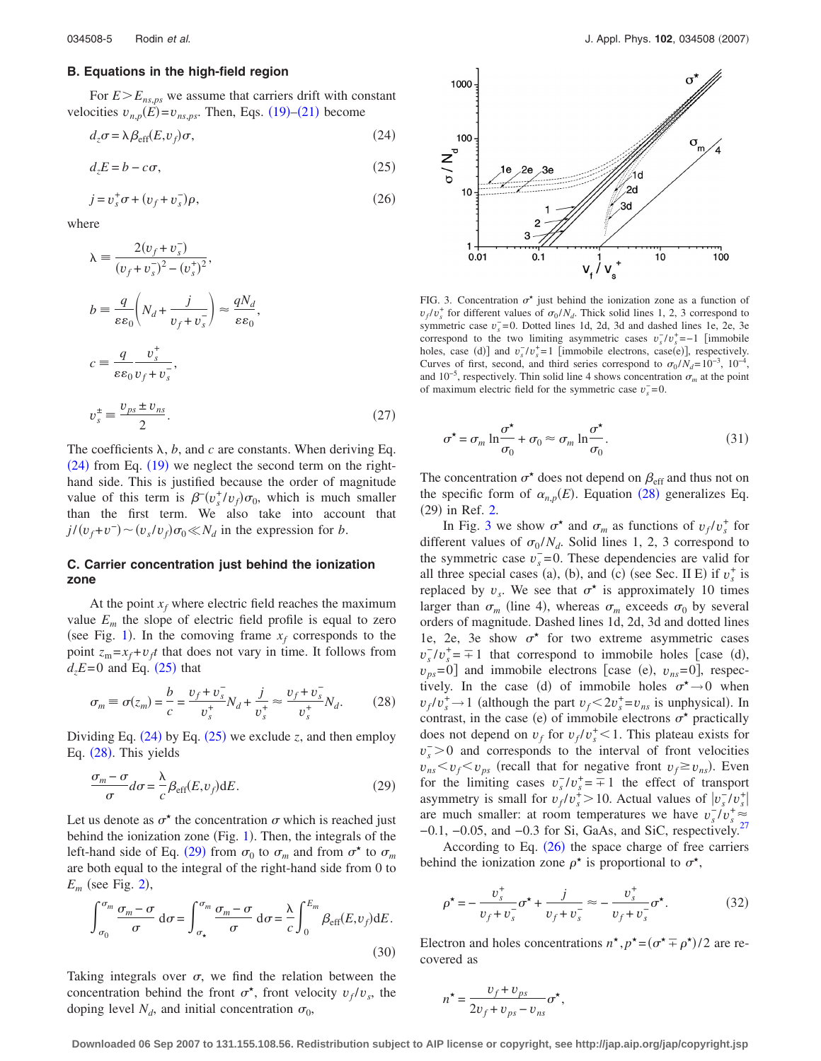### B. Equations in the high-field region

For $E > E_{ns,ps}$ we assume that carriers drift with constant velocities $v_{n,p}(E) = v_{ns,ps}$. Then, Eqs. (19)–(21) become

$$d_z\sigma = \lambda \beta_{\text{eff}}(E, v_f)\sigma, \tag{24}$$

$$d_z E = b - c\sigma, \tag{25}$$

$$j = v_s^+ \sigma + (v_f + v_s^-)\rho, \tag{26}$$

where

$$\lambda \equiv \frac{2(v_f + v_s^-)}{(v_f + v_s^-)^2 - (v_s^+)^2},$$

$$b \equiv \frac{q}{\varepsilon\varepsilon_0}\left(N_d + \frac{j}{v_f + v_s^-}\right) \approx \frac{qN_d}{\varepsilon\varepsilon_0},$$

$$c \equiv \frac{q}{\varepsilon\varepsilon_0}\frac{v_s^+}{v_f + v_s^-},$$

$$v_s^{\pm} \equiv \frac{v_{ps} \pm v_{ns}}{2}. \tag{27}$$

The coefficients $\lambda$, $b$, and $c$ are constants. When deriving Eq. (24) from Eq. (19) we neglect the second term on the right-hand side. This is justified because the order of magnitude value of this term is $\beta^-(v_s^+/v_f)\sigma_0$, which is much smaller than the first term. We also take into account that $j/(v_f + v^-) \sim (v_s/v_f)\sigma_0 \ll N_d$ in the expression for $b$.

### C. Carrier concentration just behind the ionization zone

At the point $x_f$ where electric field reaches the maximum value $E_m$ the slope of electric field profile is equal to zero (see Fig. 1). In the comoving frame $x_f$ corresponds to the point $z_m = x_f + v_f t$ that does not vary in time. It follows from $d_z E = 0$ and Eq. (25) that

$$\sigma_m \equiv \sigma(z_m) = \frac{b}{c} = \frac{v_f + v_s^-}{v_s^+}N_d + \frac{j}{v_s^+} \approx \frac{v_f + v_s^-}{v_s^+}N_d. \tag{28}$$

Dividing Eq. (24) by Eq. (25) we exclude $z$, and then employ Eq. (28). This yields

$$\frac{\sigma_m - \sigma}{\sigma}d\sigma = \frac{\lambda}{c}\beta_{\text{eff}}(E, v_f)\text{d}E. \tag{29}$$

Let us denote as $\sigma^\star$ the concentration $\sigma$ which is reached just behind the ionization zone (Fig. 1). Then, the integrals of the left-hand side of Eq. (29) from $\sigma_0$ to $\sigma_m$ and from $\sigma^\star$ to $\sigma_m$ are both equal to the integral of the right-hand side from 0 to $E_m$ (see Fig. 2),

$$\int_{\sigma_0}^{\sigma_m}\frac{\sigma_m - \sigma}{\sigma}\,\text{d}\sigma = \int_{\sigma_\star}^{\sigma_m}\frac{\sigma_m - \sigma}{\sigma}\,\text{d}\sigma = \frac{\lambda}{c}\int_0^{E_m}\beta_{\text{eff}}(E, v_f)\text{d}E. \tag{30}$$

Taking integrals over $\sigma$, we find the relation between the concentration behind the front $\sigma^\star$, front velocity $v_f/v_s$, the doping level $N_d$, and initial concentration $\sigma_0$,

FIG. 3. Concentration $\sigma^\star$ just behind the ionization zone as a function of $v_f/v_s^+$ for different values of $\sigma_0/N_d$. Thick solid lines 1, 2, 3 correspond to symmetric case $v_s^- = 0$. Dotted lines 1d, 2d, 3d and dashed lines 1e, 2e, 3e correspond to the two limiting asymmetric cases $v_s^-/v_s^+ = -1$ [immobile holes, case (d)] and $v_s^-/v_s^+ = 1$ [immobile electrons, case(e)], respectively. Curves of first, second, and third series correspond to $\sigma_0/N_d = 10^{-3}$, $10^{-4}$, and $10^{-5}$, respectively. Thin solid line 4 shows concentration $\sigma_m$ at the point of maximum electric field for the symmetric case $v_s^- = 0$.

$$\sigma^\star = \sigma_m \ln\frac{\sigma^\star}{\sigma_0} + \sigma_0 \approx \sigma_m \ln\frac{\sigma^\star}{\sigma_0}. \tag{31}$$

The concentration $\sigma^\star$ does not depend on $\beta_{\text{eff}}$ and thus not on the specific form of $\alpha_{n,p}(E)$. Equation (28) generalizes Eq. (29) in Ref. 2.

In Fig. 3 we show $\sigma^\star$ and $\sigma_m$ as functions of $v_f/v_s^+$ for different values of $\sigma_0/N_d$. Solid lines 1, 2, 3 correspond to the symmetric case $v_s^- = 0$. These dependencies are valid for all three special cases (a), (b), and (c) (see Sec. II E) if $v_s^+$ is replaced by $v_s$. We see that $\sigma^\star$ is approximately 10 times larger than $\sigma_m$ (line 4), whereas $\sigma_m$ exceeds $\sigma_0$ by several orders of magnitude. Dashed lines 1d, 2d, 3d and dotted lines 1e, 2e, 3e show $\sigma^\star$ for two extreme asymmetric cases $v_s^-/v_s^+ = \mp 1$ that correspond to immobile holes [case (d), $v_{ps} = 0$] and immobile electrons [case (e), $v_{ns} = 0$], respectively. In the case (d) of immobile holes $\sigma^\star \to 0$ when $v_f/v_s^+ \to 1$ (although the part $v_f < 2v_s^+ = v_{ns}$ is unphysical). In contrast, in the case (e) of immobile electrons $\sigma^\star$ practically does not depend on $v_f$ for $v_f/v_s^+ < 1$. This plateau exists for $v_s^- > 0$ and corresponds to the interval of front velocities $v_{ns} < v_f < v_{ps}$ (recall that for negative front $v_f \gtrsim v_{ns}$). Even for the limiting cases $v_s^-/v_s^+ = \mp 1$ the effect of transport asymmetry is small for $v_f/v_s^+ > 10$. Actual values of $|v_s^-/v_s^+|$ are much smaller: at room temperatures we have $v_s^-/v_s^+ \approx -0.1$, $-0.05$, and $-0.3$ for Si, GaAs, and SiC, respectively.[27]

According to Eq. (26) the space charge of free carriers behind the ionization zone $\rho^\star$ is proportional to $\sigma^\star$,

$$\rho^\star = -\frac{v_s^+}{v_f + v_s^-}\sigma^\star + \frac{j}{v_f + v_s^-} \approx -\frac{v_s^+}{v_f + v_s^-}\sigma^\star. \tag{32}$$

Electron and holes concentrations $n^\star, p^\star = (\sigma^\star \mp \rho^\star)/2$ are recovered as

$$n^\star = \frac{v_f + v_{ps}}{2v_f + v_{ps} - v_{ns}}\sigma^\star,$$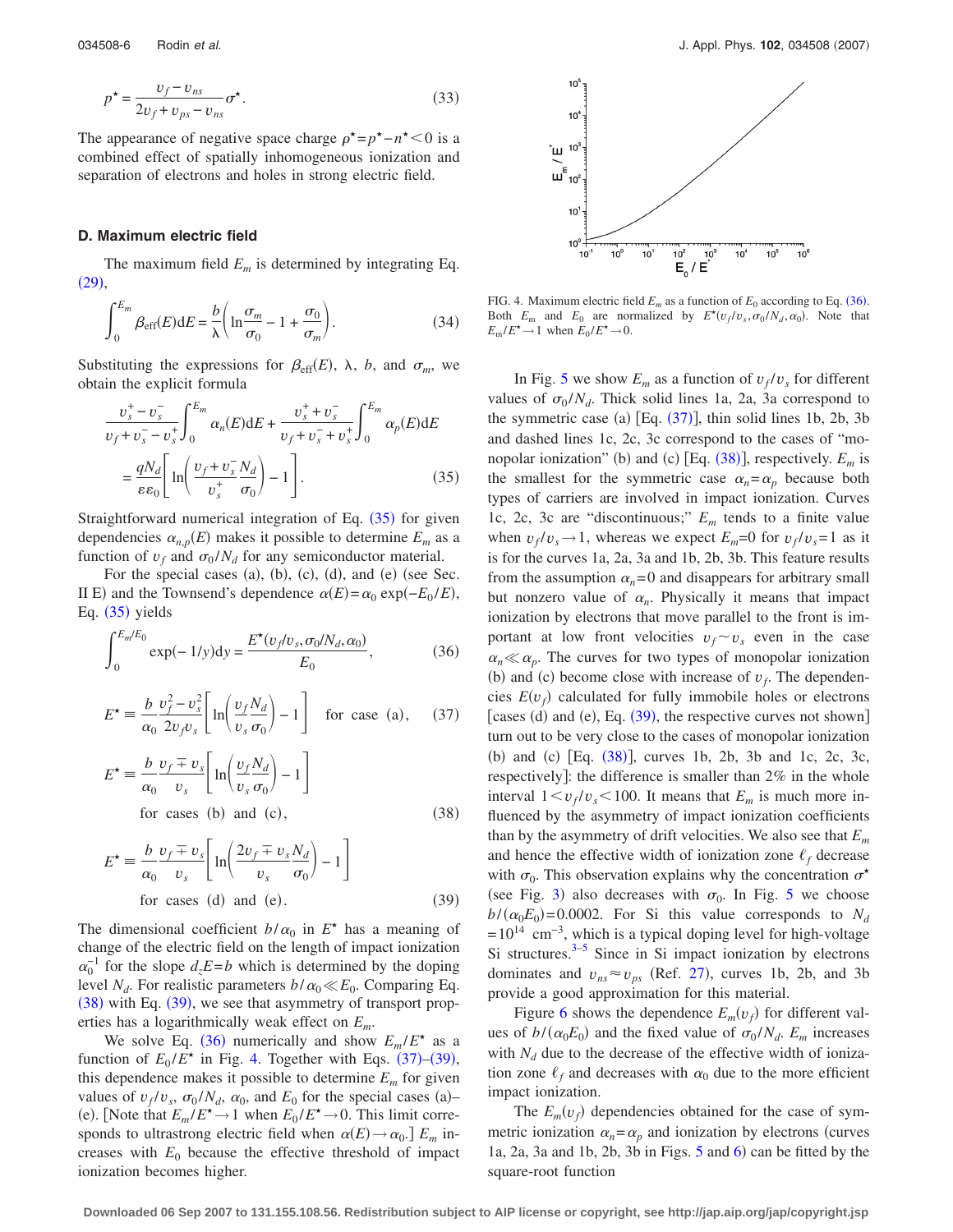$$p^\star = \frac{v_f - v_{ns}}{2v_f + v_{ps} - v_{ns}} \sigma^\star. \tag{33}$$

The appearance of negative space charge $\rho^\star = p^\star - n^\star < 0$ is a combined effect of spatially inhomogeneous ionization and separation of electrons and holes in strong electric field.

### D. Maximum electric field

The maximum field $E_m$ is determined by integrating Eq. (29),

$$\int_0^{E_m} \beta_{\text{eff}}(E)\mathrm{d}E = \frac{b}{\lambda}\left(\ln\frac{\sigma_m}{\sigma_0} - 1 + \frac{\sigma_0}{\sigma_m}\right). \tag{34}$$

Substituting the expressions for $\beta_{\text{eff}}(E)$, $\lambda$, $b$, and $\sigma_m$, we obtain the explicit formula

$$\frac{v_s^+ - v_s^-}{v_f + v_s^- - v_s^+}\int_0^{E_m} \alpha_n(E)\mathrm{d}E + \frac{v_s^+ + v_s^-}{v_f + v_s^- + v_s^+}\int_0^{E_m} \alpha_p(E)\mathrm{d}E = \frac{qN_d}{\varepsilon\varepsilon_0}\left[\ln\left(\frac{v_f + v_s^-}{v_s^+}\frac{N_d}{\sigma_0}\right) - 1\right]. \tag{35}$$

Straightforward numerical integration of Eq. (35) for given dependencies $\alpha_{n,p}(E)$ makes it possible to determine $E_m$ as a function of $v_f$ and $\sigma_0/N_d$ for any semiconductor material.

For the special cases (a), (b), (c), (d), and (e) (see Sec. II E) and the Townsend's dependence $\alpha(E) = \alpha_0 \exp(-E_0/E)$, Eq. (35) yields

$$\int_0^{E_m/E_0} \exp(-1/y)\mathrm{d}y = \frac{E^\star(v_f/v_s, \sigma_0/N_d, \alpha_0)}{E_0}, \tag{36}$$

$$E^\star \equiv \frac{b}{\alpha_0}\frac{v_f^2 - v_s^2}{2v_f v_s}\left[\ln\left(\frac{v_f}{v_s}\frac{N_d}{\sigma_0}\right) - 1\right] \quad \text{for case (a)}, \tag{37}$$

$$E^\star \equiv \frac{b}{\alpha_0}\frac{v_f \mp v_s}{v_s}\left[\ln\left(\frac{v_f}{v_s}\frac{N_d}{\sigma_0}\right) - 1\right] \quad \text{for cases (b) and (c)}, \tag{38}$$

$$E^\star \equiv \frac{b}{\alpha_0}\frac{v_f \mp v_s}{v_s}\left[\ln\left(\frac{2v_f \mp v_s}{v_s}\frac{N_d}{\sigma_0}\right) - 1\right] \quad \text{for cases (d) and (e)}. \tag{39}$$

The dimensional coefficient $b/\alpha_0$ in $E^\star$ has a meaning of change of the electric field on the length of impact ionization $\alpha_0^{-1}$ for the slope $d_z E = b$ which is determined by the doping level $N_d$. For realistic parameters $b/\alpha_0 \ll E_0$. Comparing Eq. (38) with Eq. (39), we see that asymmetry of transport properties has a logarithmically weak effect on $E_m$.

We solve Eq. (36) numerically and show $E_m/E^\star$ as a function of $E_0/E^\star$ in Fig. 4. Together with Eqs. (37)–(39), this dependence makes it possible to determine $E_m$ for given values of $v_f/v_s$, $\sigma_0/N_d$, $\alpha_0$, and $E_0$ for the special cases (a)–(e). [Note that $E_m/E^\star \to 1$ when $E_0/E^\star \to 0$. This limit corresponds to ultrastrong electric field when $\alpha(E) \to \alpha_0$.] $E_m$ increases with $E_0$ because the effective threshold of impact ionization becomes higher.

FIG. 4. Maximum electric field $E_m$ as a function of $E_0$ according to Eq. (36). Both $E_m$ and $E_0$ are normalized by $E^\star(v_f/v_s, \sigma_0/N_d, \alpha_0)$. Note that $E_m/E^\star \to 1$ when $E_0/E^\star \to 0$.

In Fig. 5 we show $E_m$ as a function of $v_f/v_s$ for different values of $\sigma_0/N_d$. Thick solid lines 1a, 2a, 3a correspond to the symmetric case (a) [Eq. (37)], thin solid lines 1b, 2b, 3b and dashed lines 1c, 2c, 3c correspond to the cases of "monopolar ionization" (b) and (c) [Eq. (38)], respectively. $E_m$ is the smallest for the symmetric case $\alpha_n = \alpha_p$ because both types of carriers are involved in impact ionization. Curves 1c, 2c, 3c are "discontinuous;" $E_m$ tends to a finite value when $v_f/v_s \to 1$, whereas we expect $E_m = 0$ for $v_f/v_s = 1$ as it is for the curves 1a, 2a, 3a and 1b, 2b, 3b. This feature results from the assumption $\alpha_n = 0$ and disappears for arbitrary small but nonzero value of $\alpha_n$. Physically it means that impact ionization by electrons that move parallel to the front is important at low front velocities $v_f \sim v_s$ even in the case $\alpha_n \ll \alpha_p$. The curves for two types of monopolar ionization (b) and (c) become close with increase of $v_f$. The dependencies $E(v_f)$ calculated for fully immobile holes or electrons [cases (d) and (e), Eq. (39), the respective curves not shown] turn out to be very close to the cases of monopolar ionization (b) and (c) [Eq. (38)], curves 1b, 2b, 3b and 1c, 2c, 3c, respectively]: the difference is smaller than 2% in the whole interval $1 < v_f/v_s < 100$. It means that $E_m$ is much more influenced by the asymmetry of impact ionization coefficients than by the asymmetry of drift velocities. We also see that $E_m$ and hence the effective width of ionization zone $\ell_f$ decrease with $\sigma_0$. This observation explains why the concentration $\sigma^\star$ (see Fig. 3) also decreases with $\sigma_0$. In Fig. 5 we choose $b/(\alpha_0 E_0) = 0.0002$. For Si this value corresponds to $N_d = 10^{14}$ cm$^{-3}$, which is a typical doping level for high-voltage Si structures.[3–5] Since in Si impact ionization by electrons dominates and $v_{ns} \approx v_{ps}$ (Ref. 27), curves 1b, 2b, and 3b provide a good approximation for this material.

Figure 6 shows the dependence $E_m(v_f)$ for different values of $b/(\alpha_0 E_0)$ and the fixed value of $\sigma_0/N_d$. $E_m$ increases with $N_d$ due to the decrease of the effective width of ionization zone $\ell_f$ and decreases with $\alpha_0$ due to the more efficient impact ionization.

The $E_m(v_f)$ dependencies obtained for the case of symmetric ionization $\alpha_n = \alpha_p$ and ionization by electrons (curves 1a, 2a, 3a and 1b, 2b, 3b in Figs. 5 and 6) can be fitted by the square-root function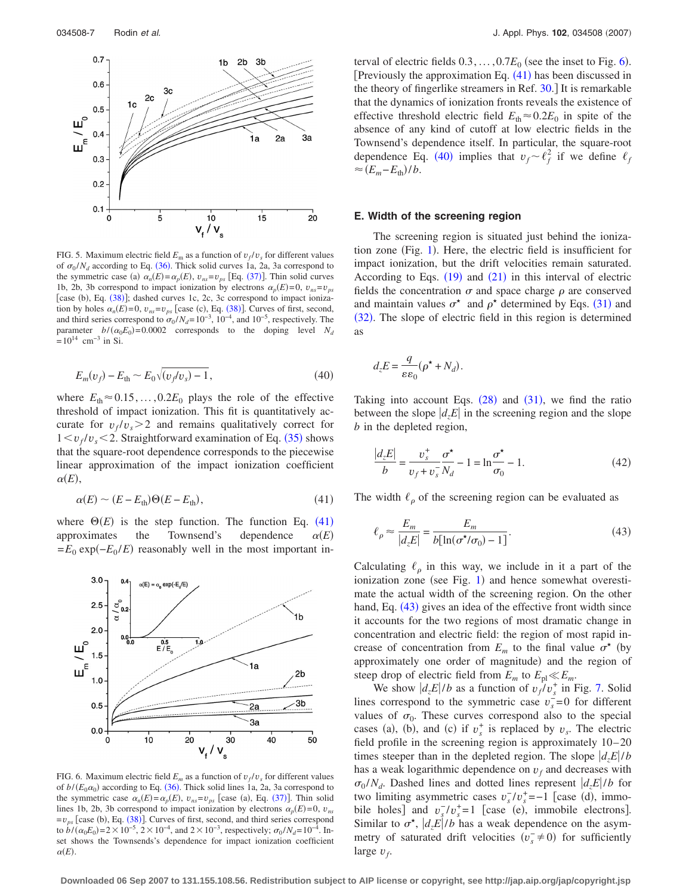FIG. 5. Maximum electric field $E_m$ as a function of $v_f/v_s$ for different values of $\sigma_0/N_d$ according to Eq. (36). Thick solid curves 1a, 2a, 3a correspond to the symmetric case (a) $\alpha_n(E)=\alpha_p(E)$, $v_{ns}=v_{ps}$ [Eq. (37)]. Thin solid curves 1b, 2b, 3b correspond to impact ionization by electrons $\alpha_p(E)=0$, $v_{ns}=v_{ps}$ [case (b), Eq. (38)]; dashed curves 1c, 2c, 3c correspond to impact ionization by holes $\alpha_n(E)=0$, $v_{ns}=v_{ps}$ [case (c), Eq. (38)]. Curves of first, second, and third series correspond to $\sigma_0/N_d=10^{-3}$, $10^{-4}$, and $10^{-5}$, respectively. The parameter $b/(\alpha_0 E_0)=0.0002$ corresponds to the doping level $N_d=10^{14}$ cm$^{-3}$ in Si.

$$E_m(v_f) - E_{\rm th} \sim E_0\sqrt{(v_f/v_s)-1}, \tag{40}$$

where $E_{\rm th}\approx 0.15,\ldots,0.2E_0$ plays the role of the effective threshold of impact ionization. This fit is quantitatively accurate for $v_f/v_s>2$ and remains qualitatively correct for $1<v_f/v_s<2$. Straightforward examination of Eq. (35) shows that the square-root dependence corresponds to the piecewise linear approximation of the impact ionization coefficient $\alpha(E)$,

$$\alpha(E) \sim (E-E_{\rm th})\Theta(E-E_{\rm th}), \tag{41}$$

where $\Theta(E)$ is the step function. The function Eq. (41) approximates the Townsend's dependence $\alpha(E)=E_0\exp(-E_0/E)$ reasonably well in the most important interval of electric fields $0.3,\ldots,0.7E_0$ (see the inset to Fig. 6). [Previously the approximation Eq. (41) has been discussed in the theory of fingerlike streamers in Ref. 30.] It is remarkable that the dynamics of ionization fronts reveals the existence of effective threshold electric field $E_{\rm th}\approx 0.2E_0$ in spite of the absence of any kind of cutoff at low electric fields in the Townsend's dependence itself. In particular, the square-root dependence Eq. (40) implies that $v_f\sim\ell_f^2$ if we define $\ell_f\approx(E_m-E_{\rm th})/b$.

FIG. 6. Maximum electric field $E_m$ as a function of $v_f/v_s$ for different values of $b/(E_0\alpha_0)$ according to Eq. (36). Thick solid lines 1a, 2a, 3a correspond to the symmetric case $\alpha_n(E)=\alpha_p(E)$, $v_{ns}=v_{ps}$ [case (a), Eq. (37)]. Thin solid lines 1b, 2b, 3b correspond to impact ionization by electrons $\alpha_p(E)=0$, $v_{ns}=v_{ps}$ [case (b), Eq. (38)]. Curves of first, second, and third series correspond to $b/(\alpha_0 E_0)=2\times10^{-5}$, $2\times10^{-4}$, and $2\times10^{-3}$, respectively; $\sigma_0/N_d=10^{-4}$. Inset shows the Townsends's dependence for impact ionization coefficient $\alpha(E)$.

### E. Width of the screening region

The screening region is situated just behind the ionization zone (Fig. 1). Here, the electric field is insufficient for impact ionization, but the drift velocities remain saturated. According to Eqs. (19) and (21) in this interval of electric fields the concentration $\sigma$ and space charge $\rho$ are conserved and maintain values $\sigma^\star$ and $\rho^\star$ determined by Eqs. (31) and (32). The slope of electric field in this region is determined as

$$d_z E = \frac{q}{\varepsilon\varepsilon_0}(\rho^\star + N_d).$$

Taking into account Eqs. (28) and (31), we find the ratio between the slope $|d_z E|$ in the screening region and the slope $b$ in the depleted region,

$$\frac{|d_z E|}{b} = \frac{v_s^+}{v_f+v_s^-}\frac{\sigma^\star}{N_d} - 1 = \ln\frac{\sigma^\star}{\sigma_0} - 1. \tag{42}$$

The width $\ell_\rho$ of the screening region can be evaluated as

$$\ell_\rho \approx \frac{E_m}{|d_z E|} = \frac{E_m}{b[\ln(\sigma^\star/\sigma_0)-1]}. \tag{43}$$

Calculating $\ell_\rho$ in this way, we include in it a part of the ionization zone (see Fig. 1) and hence somewhat overestimate the actual width of the screening region. On the other hand, Eq. (43) gives an idea of the effective front width since it accounts for the two regions of most dramatic change in concentration and electric field: the region of most rapid increase of concentration from $E_m$ to the final value $\sigma^\star$ (by approximately one order of magnitude) and the region of steep drop of electric field from $E_m$ to $E_{\rm pl}\ll E_m$.

We show $|d_z E|/b$ as a function of $v_f/v_s^+$ in Fig. 7. Solid lines correspond to the symmetric case $v_s^-=0$ for different values of $\sigma_0$. These curves correspond also to the special cases (a), (b), and (c) if $v_s^+$ is replaced by $v_s$. The electric field profile in the screening region is approximately 10–20 times steeper than in the depleted region. The slope $|d_z E|/b$ has a weak logarithmic dependence on $v_f$ and decreases with $\sigma_0/N_d$. Dashed lines and dotted lines represent $|d_z E|/b$ for two limiting asymmetric cases $v_s^-/v_s^+=-1$ [case (d), immobile holes] and $v_s^-/v_s^+=1$ [case (e), immobile electrons]. Similar to $\sigma^\star$, $|d_z E|/b$ has a weak dependence on the asymmetry of saturated drift velocities ($v_s^-\neq 0$) for sufficiently large $v_f$.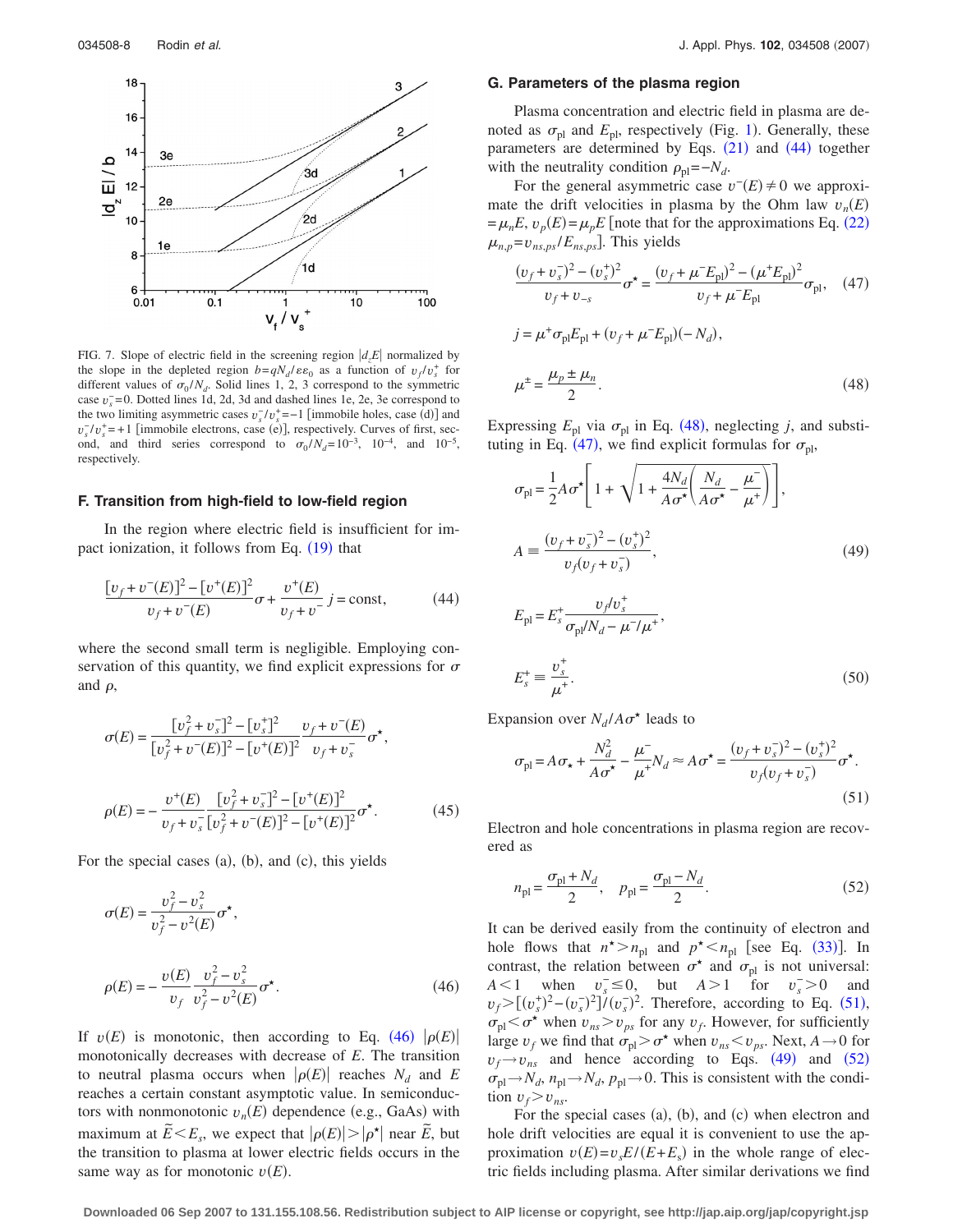FIG. 7. Slope of electric field in the screening region $|d_z E|$ normalized by the slope in the depleted region $b = qN_d/\varepsilon\varepsilon_0$ as a function of $v_f/v_s^+$ for different values of $\sigma_0/N_d$. Solid lines 1, 2, 3 correspond to the symmetric case $v_s^- = 0$. Dotted lines 1d, 2d, 3d and dashed lines 1e, 2e, 3e correspond to the two limiting asymmetric cases $v_s^-/v_s^+ = -1$ [immobile holes, case (d)] and $v_s^-/v_s^+ = +1$ [immobile electrons, case (e)], respectively. Curves of first, second, and third series correspond to $\sigma_0/N_d = 10^{-3}$, $10^{-4}$, and $10^{-5}$, respectively.

### F. Transition from high-field to low-field region

In the region where electric field is insufficient for impact ionization, it follows from Eq. (19) that

$$\frac{[v_f + v^-(E)]^2 - [v^+(E)]^2}{v_f + v^-(E)}\sigma + \frac{v^+(E)}{v_f + v^-} j = \text{const}, \tag{44}$$

where the second small term is negligible. Employing conservation of this quantity, we find explicit expressions for $\sigma$ and $\rho$,

$$\sigma(E) = \frac{[v_f^2 + v_s^-]^2 - [v_s^+]^2}{[v_f^2 + v^-(E)]^2 - [v^+(E)]^2}\,\frac{v_f + v^-(E)}{v_f + v_s^-}\sigma^\star,$$

$$\rho(E) = -\frac{v^+(E)}{v_f + v_s^-}\,\frac{[v_f^2 + v_s^-]^2 - [v^+(E)]^2}{[v_f^2 + v^-(E)]^2 - [v^+(E)]^2}\sigma^\star. \tag{45}$$

For the special cases (a), (b), and (c), this yields

$$\sigma(E) = \frac{v_f^2 - v_s^2}{v_f^2 - v^2(E)}\sigma^\star,$$

$$\rho(E) = -\frac{v(E)}{v_f}\,\frac{v_f^2 - v_s^2}{v_f^2 - v^2(E)}\sigma^\star. \tag{46}$$

If $v(E)$ is monotonic, then according to Eq. (46) $|\rho(E)|$ monotonically decreases with decrease of $E$. The transition to neutral plasma occurs when $|\rho(E)|$ reaches $N_d$ and $E$ reaches a certain constant asymptotic value. In semiconductors with nonmonotonic $v_n(E)$ dependence (e.g., GaAs) with maximum at $\tilde{E} < E_s$, we expect that $|\rho(E)| > |\rho^\star|$ near $\tilde{E}$, but the transition to plasma at lower electric fields occurs in the same way as for monotonic $v(E)$.

### G. Parameters of the plasma region

Plasma concentration and electric field in plasma are denoted as $\sigma_{\mathrm{pl}}$ and $E_{\mathrm{pl}}$, respectively (Fig. 1). Generally, these parameters are determined by Eqs. (21) and (44) together with the neutrality condition $\rho_{\mathrm{pl}} = -N_d$.

For the general asymmetric case $v^-(E) \neq 0$ we approximate the drift velocities in plasma by the Ohm law $v_n(E) = \mu_n E$, $v_p(E) = \mu_p E$ [note that for the approximations Eq. (22) $\mu_{n,p} = v_{ns,ps}/E_{ns,ps}$]. This yields

$$\frac{(v_f + v_s^-)^2 - (v_s^+)^2}{v_f + v_{-s}}\sigma^\star = \frac{(v_f + \mu^- E_{\mathrm{pl}})^2 - (\mu^+ E_{\mathrm{pl}})^2}{v_f + \mu^- E_{\mathrm{pl}}}\sigma_{\mathrm{pl}}, \tag{47}$$

$$j = \mu^+ \sigma_{\mathrm{pl}} E_{\mathrm{pl}} + (v_f + \mu^- E_{\mathrm{pl}})(-N_d),$$

$$\mu^\pm = \frac{\mu_p \pm \mu_n}{2}. \tag{48}$$

Expressing $E_{\mathrm{pl}}$ via $\sigma_{\mathrm{pl}}$ in Eq. (48), neglecting $j$, and substituting in Eq. (47), we find explicit formulas for $\sigma_{\mathrm{pl}}$,

$$\sigma_{\mathrm{pl}} = \frac{1}{2}A\sigma^\star\left[1 + \sqrt{1 + \frac{4N_d}{A\sigma^\star}\left(\frac{N_d}{A\sigma^\star} - \frac{\mu^-}{\mu^+}\right)}\right],$$

$$A \equiv \frac{(v_f + v_s^-)^2 - (v_s^+)^2}{v_f(v_f + v_s^-)}, \tag{49}$$

$$E_{\mathrm{pl}} = E_s^+ \frac{v_f/v_s^+}{\sigma_{\mathrm{pl}}/N_d - \mu^-/\mu^+},$$

$$E_s^+ \equiv \frac{v_s^+}{\mu^+}. \tag{50}$$

Expansion over $N_d/A\sigma^\star$ leads to

$$\sigma_{\mathrm{pl}} = A\sigma_\star + \frac{N_d^2}{A\sigma^\star} - \frac{\mu^-}{\mu^+}N_d \approx A\sigma^\star = \frac{(v_f + v_s^-)^2 - (v_s^+)^2}{v_f(v_f + v_s^-)}\sigma^\star. \tag{51}$$

Electron and hole concentrations in plasma region are recovered as

$$n_{\mathrm{pl}} = \frac{\sigma_{\mathrm{pl}} + N_d}{2}, \quad p_{\mathrm{pl}} = \frac{\sigma_{\mathrm{pl}} - N_d}{2}. \tag{52}$$

It can be derived easily from the continuity of electron and hole flows that $n^\star > n_{\mathrm{pl}}$ and $p^\star < n_{\mathrm{pl}}$ [see Eq. (33)]. In contrast, the relation between $\sigma^\star$ and $\sigma_{\mathrm{pl}}$ is not universal: $A < 1$ when $v_s^- \leq 0$, but $A > 1$ for $v_s^- > 0$ and $v_f > [(v_s^+)^2 - (v_s^-)^2]/(v_s^-)^2$. Therefore, according to Eq. (51), $\sigma_{\mathrm{pl}} < \sigma^\star$ when $v_{ns} > v_{ps}$ for any $v_f$. However, for sufficiently large $v_f$ we find that $\sigma_{\mathrm{pl}} > \sigma^\star$ when $v_{ns} < v_{ps}$. Next, $A \to 0$ for $v_f \to v_{ns}$ and hence according to Eqs. (49) and (52) $\sigma_{\mathrm{pl}} \to N_d$, $n_{\mathrm{pl}} \to N_d$, $p_{\mathrm{pl}} \to 0$. This is consistent with the condition $v_f > v_{ns}$.

For the special cases (a), (b), and (c) when electron and hole drift velocities are equal it is convenient to use the approximation $v(E) = v_s E/(E + E_s)$ in the whole range of electric fields including plasma. After similar derivations we find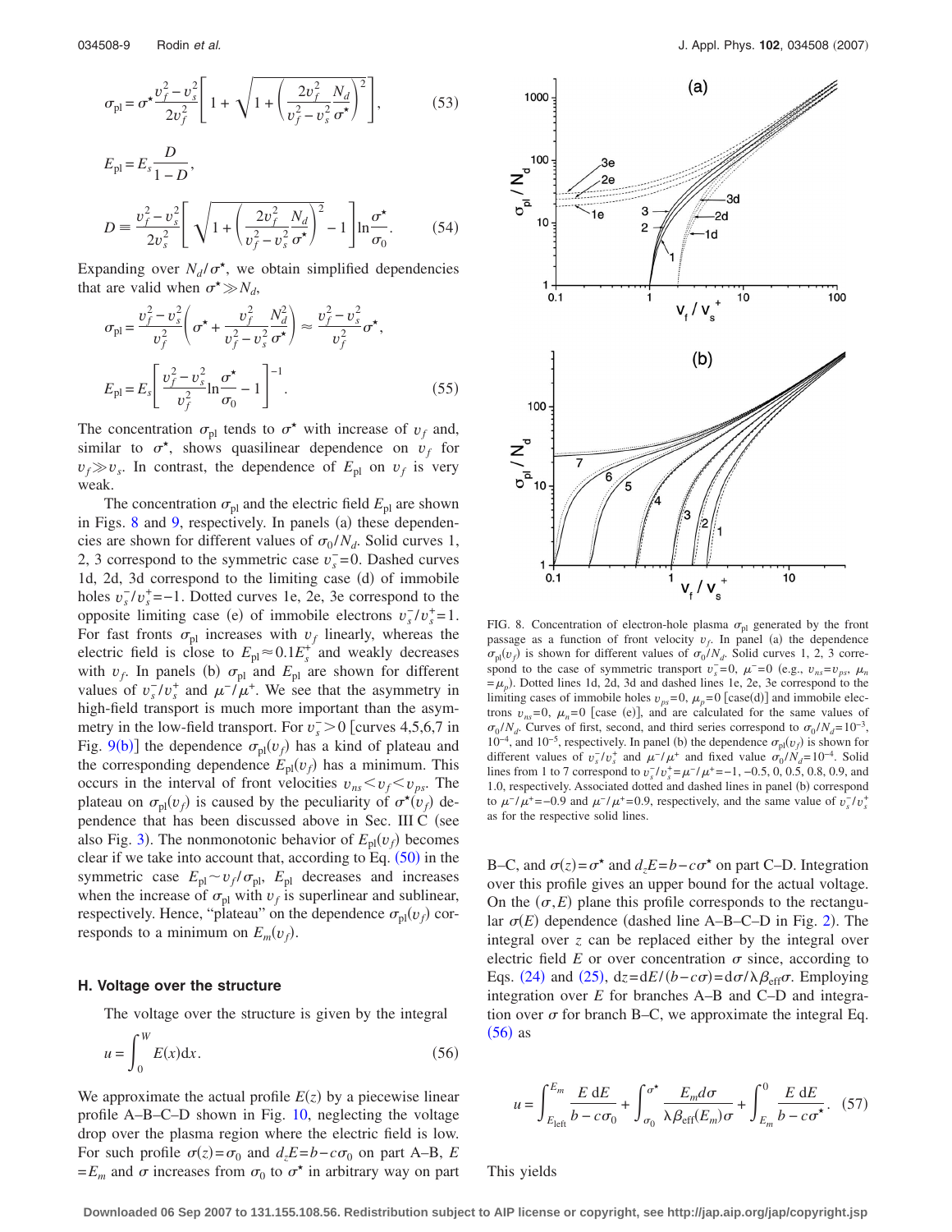$$\sigma_{\rm pl} = \sigma^\star \frac{v_f^2 - v_s^2}{2v_f^2}\left[1 + \sqrt{1 + \left(\frac{2v_f^2}{v_f^2 - v_s^2}\frac{N_d}{\sigma^\star}\right)^2}\right], \tag{53}$$

$$E_{\rm pl} = E_s \frac{D}{1-D},$$

$$D \equiv \frac{v_f^2 - v_s^2}{2v_s^2}\left[\sqrt{1 + \left(\frac{2v_f^2}{v_f^2 - v_s^2}\frac{N_d}{\sigma^\star}\right)^2} - 1\right]\ln\frac{\sigma^\star}{\sigma_0}. \tag{54}$$

Expanding over $N_d/\sigma^\star$, we obtain simplified dependencies that are valid when $\sigma^\star \gg N_d$,

$$\sigma_{\rm pl} = \frac{v_f^2 - v_s^2}{v_f^2}\left(\sigma^\star + \frac{v_f^2}{v_f^2 - v_s^2}\frac{N_d^2}{\sigma^\star}\right) \approx \frac{v_f^2 - v_s^2}{v_f^2}\sigma^\star,$$

$$E_{\rm pl} = E_s\left[\frac{v_f^2 - v_s^2}{v_f^2}\ln\frac{\sigma^\star}{\sigma_0} - 1\right]^{-1}. \tag{55}$$

The concentration $\sigma_{\rm pl}$ tends to $\sigma^\star$ with increase of $v_f$ and, similar to $\sigma^\star$, shows quasilinear dependence on $v_f$ for $v_f \gg v_s$. In contrast, the dependence of $E_{\rm pl}$ on $v_f$ is very weak.

The concentration $\sigma_{\rm pl}$ and the electric field $E_{\rm pl}$ are shown in Figs. 8 and 9, respectively. In panels (a) these dependencies are shown for different values of $\sigma_0/N_d$. Solid curves 1, 2, 3 correspond to the symmetric case $v_s^- = 0$. Dashed curves 1d, 2d, 3d correspond to the limiting case (d) of immobile holes $v_s^-/v_s^+ = -1$. Dotted curves 1e, 2e, 3e correspond to the opposite limiting case (e) of immobile electrons $v_s^-/v_s^+ = 1$. For fast fronts $\sigma_{\rm pl}$ increases with $v_f$ linearly, whereas the electric field is close to $E_{\rm pl} \approx 0.1E_s^+$ and weakly decreases with $v_f$. In panels (b) $\sigma_{\rm pl}$ and $E_{\rm pl}$ are shown for different values of $v_s^-/v_s^+$ and $\mu^-/\mu^+$. We see that the asymmetry in high-field transport is much more important than the asymmetry in the low-field transport. For $v_s^- > 0$ [curves 4,5,6,7 in Fig. 9(b)] the dependence $\sigma_{\rm pl}(v_f)$ has a kind of plateau and the corresponding dependence $E_{\rm pl}(v_f)$ has a minimum. This occurs in the interval of front velocities $v_{ns} < v_f < v_{ps}$. The plateau on $\sigma_{\rm pl}(v_f)$ is caused by the peculiarity of $\sigma^\star(v_f)$ dependence that has been discussed above in Sec. III C (see also Fig. 3). The nonmonotonic behavior of $E_{\rm pl}(v_f)$ becomes clear if we take into account that, according to Eq. (50) in the symmetric case $E_{\rm pl} \sim v_f/\sigma_{\rm pl}$, $E_{\rm pl}$ decreases and increases when the increase of $\sigma_{\rm pl}$ with $v_f$ is superlinear and sublinear, respectively. Hence, "plateau" on the dependence $\sigma_{\rm pl}(v_f)$ corresponds to a minimum on $E_m(v_f)$.

FIG. 8. Concentration of electron-hole plasma $\sigma_{\rm pl}$ generated by the front passage as a function of front velocity $v_f$. In panel (a) the dependence $\sigma_{\rm pl}(v_f)$ is shown for different values of $\sigma_0/N_d$. Solid curves 1, 2, 3 correspond to the case of symmetric transport $v_s^- = 0$, $\mu^- = 0$ (e.g., $v_{ns} = v_{ps}$, $\mu_n = \mu_p$). Dotted lines 1d, 2d, 3d and dashed lines 1e, 2e, 3e correspond to the limiting cases of immobile holes $v_{ps} = 0$, $\mu_p = 0$ [case(d)] and immobile electrons $v_{ns} = 0$, $\mu_n = 0$ [case (e)], and are calculated for the same values of $\sigma_0/N_d$. Curves of first, second, and third series correspond to $\sigma_0/N_d = 10^{-3}$, $10^{-4}$, and $10^{-5}$, respectively. In panel (b) the dependence $\sigma_{\rm pl}(v_f)$ is shown for different values of $v_s^-/v_s^+$ and $\mu^-/\mu^+$ and fixed value $\sigma_0/N_d = 10^{-4}$. Solid lines from 1 to 7 correspond to $v_s^-/v_s^+ = \mu^-/\mu^+ = -1$, $-0.5$, 0, 0.5, 0.8, 0.9, and 1.0, respectively. Associated dotted and dashed lines in panel (b) correspond to $\mu^-/\mu^+ = -0.9$ and $\mu^-/\mu^+ = 0.9$, respectively, and the same value of $v_s^-/v_s^+$ as for the respective solid lines.

### H. Voltage over the structure

The voltage over the structure is given by the integral

$$u = \int_0^W E(x)\mathrm{d}x. \tag{56}$$

We approximate the actual profile $E(z)$ by a piecewise linear profile A–B–C–D shown in Fig. 10, neglecting the voltage drop over the plasma region where the electric field is low. For such profile $\sigma(z) = \sigma_0$ and $d_z E = b - c\sigma_0$ on part A–B, $E = E_m$ and $\sigma$ increases from $\sigma_0$ to $\sigma^\star$ in arbitrary way on part B–C, and $\sigma(z) = \sigma^\star$ and $d_z E = b - c\sigma^\star$ on part C–D. Integration over this profile gives an upper bound for the actual voltage. On the $(\sigma, E)$ plane this profile corresponds to the rectangular $\sigma(E)$ dependence (dashed line A–B–C–D in Fig. 2). The integral over $z$ can be replaced either by the integral over electric field $E$ or over concentration $\sigma$ since, according to Eqs. (24) and (25), $\mathrm{d}z = \mathrm{d}E/(b - c\sigma) = \mathrm{d}\sigma/\lambda\beta_{\rm eff}\sigma$. Employing integration over $E$ for branches A–B and C–D and integration over $\sigma$ for branch B–C, we approximate the integral Eq. (56) as

$$u = \int_{E_{\rm left}}^{E_m} \frac{E\,\mathrm{d}E}{b - c\sigma_0} + \int_{\sigma_0}^{\sigma^\star} \frac{E_m d\sigma}{\lambda\beta_{\rm eff}(E_m)\sigma} + \int_{E_m}^{0} \frac{E\,\mathrm{d}E}{b - c\sigma^\star}. \tag{57}$$

This yields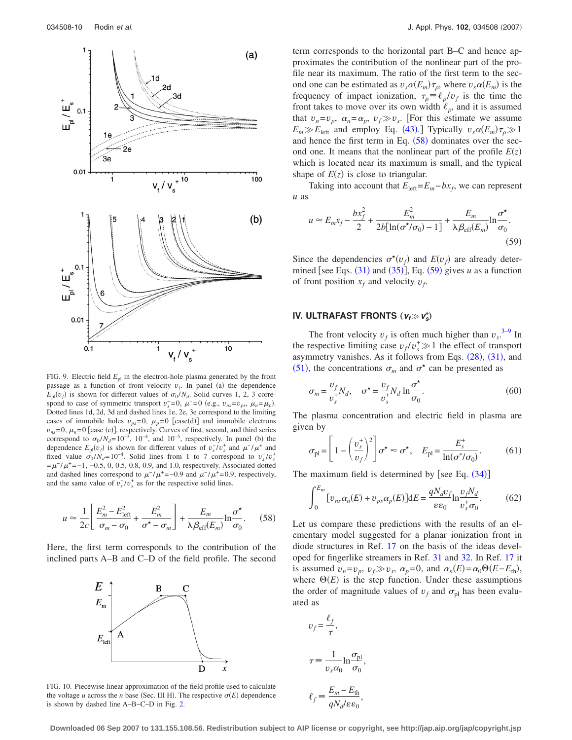FIG. 9. Electric field $E_{\rm pl}$ in the electron-hole plasma generated by the front passage as a function of front velocity $v_f$. In panel (a) the dependence $E_{\rm pl}(v_f)$ is shown for different values of $\sigma_0/N_d$. Solid curves 1, 2, 3 correspond to case of symmetric transport $v_s^-=0$, $\mu^-=0$ (e.g., $v_{ns}=v_{ps}$, $\mu_n=\mu_p$). Dotted lines 1d, 2d, 3d and dashed lines 1e, 2e, 3e correspond to the limiting cases of immobile holes $v_{ps}=0$, $\mu_p=0$ [case(d)] and immobile electrons $v_{ns}=0$, $\mu_n=0$ [case (e)], respectively. Curves of first, second, and third series correspond to $\sigma_0/N_d=10^{-3}$, $10^{-4}$, and $10^{-5}$, respectively. In panel (b) the dependence $E_{\rm pl}(v_f)$ is shown for different values of $v_s^-/v_s^+$ and $\mu^-/\mu^+$ and fixed value $\sigma_0/N_d=10^{-4}$. Solid lines from 1 to 7 correspond to $v_s^-/v_s^+ = \mu^-/\mu^+ = -1$, $-0.5$, 0, 0.5, 0.8, 0.9, and 1.0, respectively. Associated dotted and dashed lines correspond to $\mu^-/\mu^+=-0.9$ and $\mu^-/\mu^+=0.9$, respectively, and the same value of $v_s^-/v_s^+$ as for the respective solid lines.

$$u \approx \frac{1}{2c}\left[\frac{E_m^2-E_{\rm left}^2}{\sigma_m-\sigma_0}+\frac{E_m^2}{\sigma^\star-\sigma_m}\right]+\frac{E_m}{\lambda\beta_{\rm eff}(E_m)}\ln\frac{\sigma^\star}{\sigma_0}. \tag{58}$$

Here, the first term corresponds to the contribution of the inclined parts A–B and C–D of the field profile. The second term corresponds to the horizontal part B–C and hence approximates the contribution of the nonlinear part of the profile near its maximum. The ratio of the first term to the second one can be estimated as $v_s\alpha(E_m)\tau_\rho$, where $v_s\alpha(E_m)$ is the frequency of impact ionization, $\tau_\rho \equiv \ell_\rho/v_f$ is the time the front takes to move over its own width $\ell_\rho$, and it is assumed that $v_n=v_p$, $\alpha_n=\alpha_p$, $v_f \gg v_s$. [For this estimate we assume $E_m \gg E_{\rm left}$ and employ Eq. (43).] Typically $v_s\alpha(E_m)\tau_\rho \gg 1$ and hence the first term in Eq. (58) dominates over the second one. It means that the nonlinear part of the profile $E(z)$ which is located near its maximum is small, and the typical shape of $E(z)$ is close to triangular.

FIG. 10. Piecewise linear approximation of the field profile used to calculate the voltage $u$ across the $n$ base (Sec. III H). The respective $\sigma(E)$ dependence is shown by dashed line A–B–C–D in Fig. 2.

Taking into account that $E_{\rm left}=E_m-bx_f$, we can represent $u$ as

$$u \approx E_m x_f - \frac{bx_f^2}{2} + \frac{E_m^2}{2b[\ln(\sigma^\star/\sigma_0)-1]} + \frac{E_m}{\lambda\beta_{\rm eff}(E_m)}\ln\frac{\sigma^\star}{\sigma_0}. \tag{59}$$

Since the dependencies $\sigma^\star(v_f)$ and $E(v_f)$ are already determined [see Eqs. (31) and (35)], Eq. (59) gives $u$ as a function of front position $x_f$ and velocity $v_f$.

## IV. ULTRAFAST FRONTS ($v_f \gg v_s^+$)

The front velocity $v_f$ is often much higher than $v_s$.[3–9] In the respective limiting case $v_f/v_s^+ \gg 1$ the effect of transport asymmetry vanishes. As it follows from Eqs. (28), (31), and (51), the concentrations $\sigma_m$ and $\sigma^\star$ can be presented as

$$\sigma_m = \frac{v_f}{v_s^+}N_d, \quad \sigma^\star = \frac{v_f}{v_s^+}N_d \ln\frac{\sigma^\star}{\sigma_0}. \tag{60}$$

The plasma concentration and electric field in plasma are given by

$$\sigma_{\rm pl} = \left[1-\left(\frac{v_s^+}{v_f}\right)^2\right]\sigma^\star \approx \sigma^\star, \quad E_{\rm pl} = \frac{E_s^+}{\ln(\sigma^*/\sigma_0)}. \tag{61}$$

The maximum field is determined by [see Eq. (34)]

$$\int_0^{E_m}[v_{ns}\alpha_n(E)+v_{ps}\alpha_p(E)]\mathrm{d}E = \frac{qN_d v_f}{\varepsilon\varepsilon_0}\ln\frac{v_f N_d}{v_s^+\sigma_0}. \tag{62}$$

Let us compare these predictions with the results of an elementary model suggested for a planar ionization front in diode structures in Ref. 17 on the basis of the ideas developed for fingerlike streamers in Ref. 31 and 32. In Ref. 17 it is assumed $v_n=v_p$, $v_f \gg v_s$, $\alpha_p=0$, and $\alpha_n(E)=\alpha_0\Theta(E-E_{\rm th})$, where $\Theta(E)$ is the step function. Under these assumptions the order of magnitude values of $v_f$ and $\sigma_{\rm pl}$ has been evaluated as

$$v_f = \frac{\ell_f}{\tau},$$

$$\tau \equiv \frac{1}{v_s\alpha_0}\ln\frac{\sigma_{\rm pl}}{\sigma_0},$$

$$\ell_f \equiv \frac{E_m-E_{\rm th}}{qN_d/\varepsilon\varepsilon_0},$$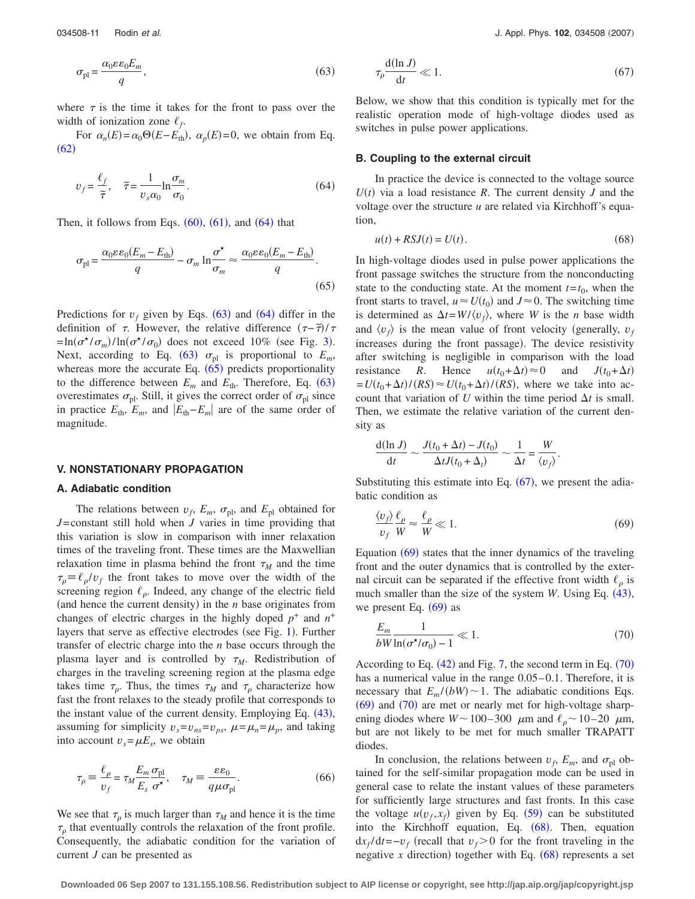$$\sigma_{\rm pl} = \frac{\alpha_0 \varepsilon \varepsilon_0 E_m}{q}, \tag{63}$$

where $\tau$ is the time it takes for the front to pass over the width of ionization zone $\ell_f$.

For $\alpha_n(E) = \alpha_0 \Theta(E - E_{\rm th})$, $\alpha_p(E) = 0$, we obtain from Eq. (62)

$$v_f = \frac{\ell_f}{\tilde{\tau}}, \quad \tilde{\tau} = \frac{1}{v_s \alpha_0} \ln \frac{\sigma_m}{\sigma_0}. \tag{64}$$

Then, it follows from Eqs. (60), (61), and (64) that

$$\sigma_{\rm pl} = \frac{\alpha_0 \varepsilon \varepsilon_0 (E_m - E_{\rm th})}{q} - \sigma_m \ln \frac{\sigma^\star}{\sigma_m} \approx \frac{\alpha_0 \varepsilon \varepsilon_0 (E_m - E_{\rm th})}{q}. \tag{65}$$

Predictions for $v_f$ given by Eqs. (63) and (64) differ in the definition of $\tau$. However, the relative difference $(\tau - \tilde{\tau})/\tau = \ln(\sigma^\star/\sigma_m)/\ln(\sigma^\star/\sigma_0)$ does not exceed 10% (see Fig. 3). Next, according to Eq. (63) $\sigma_{\rm pl}$ is proportional to $E_m$, whereas more the accurate Eq. (65) predicts proportionality to the difference between $E_m$ and $E_{\rm th}$. Therefore, Eq. (63) overestimates $\sigma_{\rm pl}$. Still, it gives the correct order of $\sigma_{\rm pl}$ since in practice $E_{\rm th}$, $E_m$, and $|E_{\rm th} - E_m|$ are of the same order of magnitude.

## V. NONSTATIONARY PROPAGATION

### A. Adiabatic condition

The relations between $v_f$, $E_m$, $\sigma_{\rm pl}$, and $E_{\rm pl}$ obtained for $J$=constant still hold when $J$ varies in time providing that this variation is slow in comparison with inner relaxation times of the traveling front. These times are the Maxwellian relaxation time in plasma behind the front $\tau_M$ and the time $\tau_\rho \equiv \ell_\rho / v_f$ the front takes to move over the width of the screening region $\ell_\rho$. Indeed, any change of the electric field (and hence the current density) in the $n$ base originates from changes of electric charges in the highly doped $p^+$ and $n^+$ layers that serve as effective electrodes (see Fig. 1). Further transfer of electric charge into the $n$ base occurs through the plasma layer and is controlled by $\tau_M$. Redistribution of charges in the traveling screening region at the plasma edge takes time $\tau_\rho$. Thus, the times $\tau_M$ and $\tau_\rho$ characterize how fast the front relaxes to the steady profile that corresponds to the instant value of the current density. Employing Eq. (43), assuming for simplicity $v_s = v_{ns} = v_{ps}$, $\mu = \mu_n = \mu_p$, and taking into account $v_s = \mu E_s$, we obtain

$$\tau_\rho \equiv \frac{\ell_\rho}{v_f} = \tau_M \frac{E_m}{E_s} \frac{\sigma_{\rm pl}}{\sigma^\star}, \quad \tau_M \equiv \frac{\varepsilon \varepsilon_0}{q \mu \sigma_{\rm pl}}. \tag{66}$$

We see that $\tau_\rho$ is much larger than $\tau_M$ and hence it is the time $\tau_\rho$ that eventually controls the relaxation of the front profile. Consequently, the adiabatic condition for the variation of current $J$ can be presented as

$$\tau_\rho \frac{d(\ln J)}{dt} \ll 1. \tag{67}$$

Below, we show that this condition is typically met for the realistic operation mode of high-voltage diodes used as switches in pulse power applications.

### B. Coupling to the external circuit

In practice the device is connected to the voltage source $U(t)$ via a load resistance $R$. The current density $J$ and the voltage over the structure $u$ are related via Kirchhoff's equation,

$$u(t) + RSJ(t) = U(t). \tag{68}$$

In high-voltage diodes used in pulse power applications the front passage switches the structure from the nonconducting state to the conducting state. At the moment $t = t_0$, when the front starts to travel, $u \approx U(t_0)$ and $J \approx 0$. The switching time is determined as $\Delta t = W/\langle v_f \rangle$, where $W$ is the $n$ base width and $\langle v_f \rangle$ is the mean value of front velocity (generally, $v_f$ increases during the front passage). The device resistivity after switching is negligible in comparison with the load resistance $R$. Hence $u(t_0 + \Delta t) \approx 0$ and $J(t_0 + \Delta t) = U(t_0 + \Delta t)/(RS) \approx U(t_0 + \Delta t)/(RS)$, where we take into account that variation of $U$ within the time period $\Delta t$ is small. Then, we estimate the relative variation of the current density as

$$\frac{d(\ln J)}{dt} \sim \frac{J(t_0 + \Delta t) - J(t_0)}{\Delta t J(t_0 + \Delta_t)} \sim \frac{1}{\Delta t} = \frac{W}{\langle v_f \rangle}.$$

Substituting this estimate into Eq. (67), we present the adiabatic condition as

$$\frac{\langle v_f \rangle}{v_f} \frac{\ell_\rho}{W} \approx \frac{\ell_\rho}{W} \ll 1. \tag{69}$$

Equation (69) states that the inner dynamics of the traveling front and the outer dynamics that is controlled by the external circuit can be separated if the effective front width $\ell_\rho$ is much smaller than the size of the system $W$. Using Eq. (43), we present Eq. (69) as

$$\frac{E_m}{bW} \frac{1}{\ln(\sigma^\star/\sigma_0) - 1} \ll 1. \tag{70}$$

According to Eq. (42) and Fig. 7, the second term in Eq. (70) has a numerical value in the range 0.05–0.1. Therefore, it is necessary that $E_m/(bW) \sim 1$. The adiabatic conditions Eqs. (69) and (70) are met or nearly met for high-voltage sharpening diodes where $W \sim 100$–$300$ $\mu$m and $\ell_\rho \sim 10$–$20$ $\mu$m, but are not likely to be met for much smaller TRAPATT diodes.

In conclusion, the relations between $v_f$, $E_m$, and $\sigma_{\rm pl}$ obtained for the self-similar propagation mode can be used in general case to relate the instant values of these parameters for sufficiently large structures and fast fronts. In this case the voltage $u(v_f, x_f)$ given by Eq. (59) can be substituted into the Kirchhoff equation, Eq. (68). Then, equation $dx_f/dt = -v_f$ (recall that $v_f > 0$ for the front traveling in the negative $x$ direction) together with Eq. (68) represents a set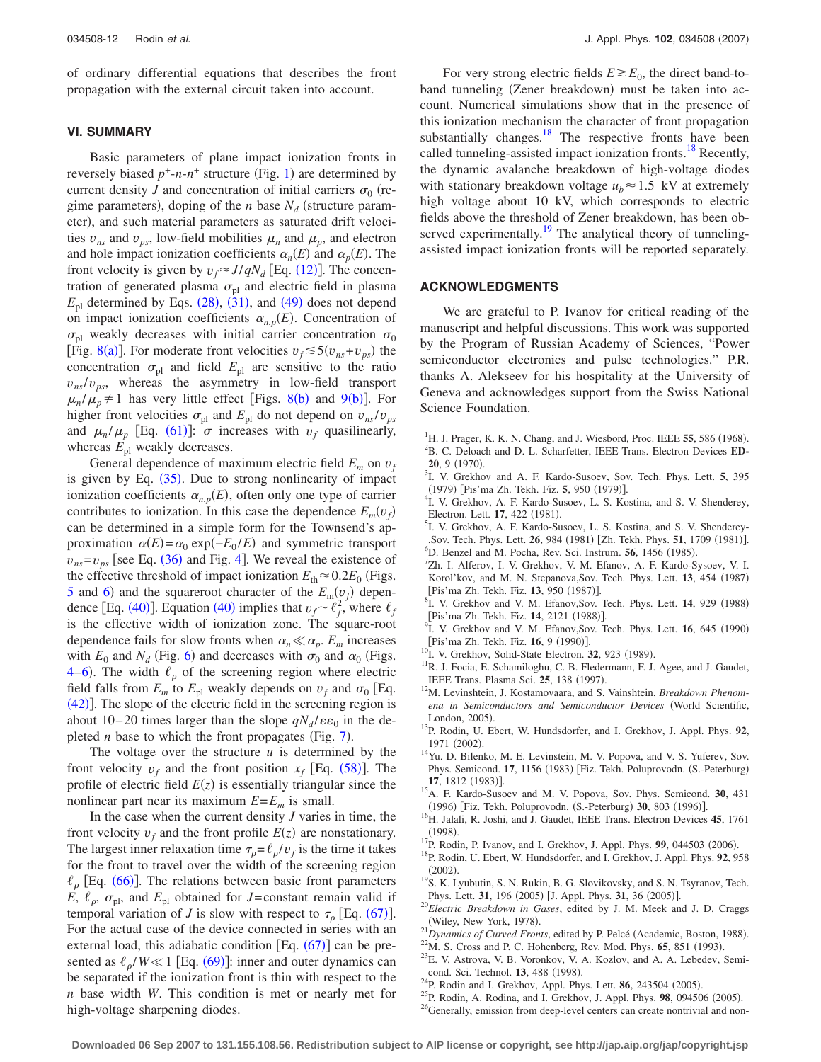of ordinary differential equations that describes the front propagation with the external circuit taken into account.

## VI. SUMMARY

Basic parameters of plane impact ionization fronts in reversely biased $p^+$-$n$-$n^+$ structure (Fig. 1) are determined by current density $J$ and concentration of initial carriers $\sigma_0$ (regime parameters), doping of the $n$ base $N_d$ (structure parameter), and such material parameters as saturated drift velocities $v_{ns}$ and $v_{ps}$, low-field mobilities $\mu_n$ and $\mu_p$, and electron and hole impact ionization coefficients $\alpha_n(E)$ and $\alpha_p(E)$. The front velocity is given by $v_f \approx J/qN_d$ [Eq. (12)]. The concentration of generated plasma $\sigma_{\rm pl}$ and electric field in plasma $E_{\rm pl}$ determined by Eqs. (28), (31), and (49) does not depend on impact ionization coefficients $\alpha_{n,p}(E)$. Concentration of $\sigma_{\rm pl}$ weakly decreases with initial carrier concentration $\sigma_0$ [Fig. 8(a)]. For moderate front velocities $v_f \lesssim 5(v_{ns}+v_{ps})$ the concentration $\sigma_{\rm pl}$ and field $E_{\rm pl}$ are sensitive to the ratio $v_{ns}/v_{ps}$, whereas the asymmetry in low-field transport $\mu_n/\mu_p \neq 1$ has very little effect [Figs. 8(b) and 9(b)]. For higher front velocities $\sigma_{\rm pl}$ and $E_{\rm pl}$ do not depend on $v_{ns}/v_{ps}$ and $\mu_n/\mu_p$ [Eq. (61)]: $\sigma$ increases with $v_f$ quasilinearly, whereas $E_{\rm pl}$ weakly decreases.

General dependence of maximum electric field $E_m$ on $v_f$ is given by Eq. (35). Due to strong nonlinearity of impact ionization coefficients $\alpha_{n,p}(E)$, often only one type of carrier contributes to ionization. In this case the dependence $E_m(v_f)$ can be determined in a simple form for the Townsend's approximation $\alpha(E)=\alpha_0 \exp(-E_0/E)$ and symmetric transport $v_{ns}=v_{ps}$ [see Eq. (36) and Fig. 4]. We reveal the existence of the effective threshold of impact ionization $E_{\rm th} \approx 0.2 E_0$ (Figs. 5 and 6) and the squareroot character of the $E_{\rm m}(v_f)$ dependence [Eq. (40)]. Equation (40) implies that $v_f \sim \ell_f^2$, where $\ell_f$ is the effective width of ionization zone. The square-root dependence fails for slow fronts when $\alpha_n \ll \alpha_p$. $E_m$ increases with $E_0$ and $N_d$ (Fig. 6) and decreases with $\sigma_0$ and $\alpha_0$ (Figs. 4–6). The width $\ell_\rho$ of the screening region where electric field falls from $E_m$ to $E_{\rm pl}$ weakly depends on $v_f$ and $\sigma_0$ [Eq. (42)]. The slope of the electric field in the screening region is about 10–20 times larger than the slope $qN_d/\varepsilon\varepsilon_0$ in the depleted $n$ base to which the front propagates (Fig. 7).

The voltage over the structure $u$ is determined by the front velocity $v_f$ and the front position $x_f$ [Eq. (58)]. The profile of electric field $E(z)$ is essentially triangular since the nonlinear part near its maximum $E=E_m$ is small.

In the case when the current density $J$ varies in time, the front velocity $v_f$ and the front profile $E(z)$ are nonstationary. The largest inner relaxation time $\tau_\rho=\ell_\rho/v_f$ is the time it takes for the front to travel over the width of the screening region $\ell_\rho$ [Eq. (66)]. The relations between basic front parameters $E$, $\ell_\rho$, $\sigma_{\rm pl}$, and $E_{\rm pl}$ obtained for $J$=constant remain valid if temporal variation of $J$ is slow with respect to $\tau_\rho$ [Eq. (67)]. For the actual case of the device connected in series with an external load, this adiabatic condition [Eq. (67)] can be presented as $\ell_\rho/W \ll 1$ [Eq. (69)]: inner and outer dynamics can be separated if the ionization front is thin with respect to the $n$ base width $W$. This condition is met or nearly met for high-voltage sharpening diodes.

For very strong electric fields $E \gtrsim E_0$, the direct band-to-band tunneling (Zener breakdown) must be taken into account. Numerical simulations show that in the presence of this ionization mechanism the character of front propagation substantially changes.[18] The respective fronts have been called tunneling-assisted impact ionization fronts.[18] Recently, the dynamic avalanche breakdown of high-voltage diodes with stationary breakdown voltage $u_b \approx 1.5$ kV at extremely high voltage about 10 kV, which corresponds to electric fields above the threshold of Zener breakdown, has been observed experimentally.[19] The analytical theory of tunneling-assisted impact ionization fronts will be reported separately.

## ACKNOWLEDGMENTS

We are grateful to P. Ivanov for critical reading of the manuscript and helpful discussions. This work was supported by the Program of Russian Academy of Sciences, "Power semiconductor electronics and pulse technologies." P.R. thanks A. Alekseev for his hospitality at the University of Geneva and acknowledges support from the Swiss National Science Foundation.

[1] H. J. Prager, K. K. N. Chang, and J. Wiesbord, Proc. IEEE **55**, 586 (1968).
[2] B. C. Deloach and D. L. Scharfetter, IEEE Trans. Electron Devices **ED-20**, 9 (1970).
[3] I. V. Grekhov and A. F. Kardo-Susoev, Sov. Tech. Phys. Lett. **5**, 395 (1979) [Pis'ma Zh. Tekh. Fiz. **5**, 950 (1979)].
[4] I. V. Grekhov, A. F. Kardo-Susoev, L. S. Kostina, and S. V. Shenderey, Electron. Lett. **17**, 422 (1981).
[5] I. V. Grekhov, A. F. Kardo-Susoev, L. S. Kostina, and S. V. Shenderey-,Sov. Tech. Phys. Lett. **26**, 984 (1981) [Zh. Tekh. Phys. **51**, 1709 (1981)].
[6] D. Benzel and M. Pocha, Rev. Sci. Instrum. **56**, 1456 (1985).
[7] Zh. I. Alferov, I. V. Grekhov, V. M. Efanov, A. F. Kardo-Sysoev, V. I. Korol'kov, and M. N. Stepanova,Sov. Tech. Phys. Lett. **13**, 454 (1987) [Pis'ma Zh. Tekh. Fiz. **13**, 950 (1987)].
[8] I. V. Grekhov and V. M. Efanov,Sov. Tech. Phys. Lett. **14**, 929 (1988) [Pis'ma Zh. Tekh. Fiz. **14**, 2121 (1988)].
[9] I. V. Grekhov and V. M. Efanov,Sov. Tech. Phys. Lett. **16**, 645 (1990) [Pis'ma Zh. Tekh. Fiz. **16**, 9 (1990)].
[10] I. V. Grekhov, Solid-State Electron. **32**, 923 (1989).
[11] R. J. Focia, E. Schamiloghu, C. B. Fledermann, F. J. Agee, and J. Gaudet, IEEE Trans. Plasma Sci. **25**, 138 (1997).
[12] M. Levinshtein, J. Kostamovaara, and S. Vainshtein, *Breakdown Phenomena in Semiconductors and Semiconductor Devices* (World Scientific, London, 2005).
[13] P. Rodin, U. Ebert, W. Hundsdorfer, and I. Grekhov, J. Appl. Phys. **92**, 1971 (2002).
[14] Yu. D. Bilenko, M. E. Levinstein, M. V. Popova, and V. S. Yuferev, Sov. Phys. Semicond. **17**, 1156 (1983) [Fiz. Tekh. Poluprovodn. (S.-Peterburg) **17**, 1812 (1983)].
[15] A. F. Kardo-Susoev and M. V. Popova, Sov. Phys. Semicond. **30**, 431 (1996) [Fiz. Tekh. Poluprovodn. (S.-Peterburg) **30**, 803 (1996)].
[16] H. Jalali, R. Joshi, and J. Gaudet, IEEE Trans. Electron Devices **45**, 1761 (1998).
[17] P. Rodin, P. Ivanov, and I. Grekhov, J. Appl. Phys. **99**, 044503 (2006).
[18] P. Rodin, U. Ebert, W. Hundsdorfer, and I. Grekhov, J. Appl. Phys. **92**, 958 (2002).
[19] S. K. Lyubutin, S. N. Rukin, B. G. Slovikovsky, and S. N. Tsyranov, Tech. Phys. Lett. **31**, 196 (2005) [J. Appl. Phys. **31**, 36 (2005)].
[20] *Electric Breakdown in Gases*, edited by J. M. Meek and J. D. Craggs (Wiley, New York, 1978).
[21] *Dynamics of Curved Fronts*, edited by P. Pelcé (Academic, Boston, 1988).
[22] M. S. Cross and P. C. Hohenberg, Rev. Mod. Phys. **65**, 851 (1993).
[23] E. V. Astrova, V. B. Voronkov, V. A. Kozlov, and A. A. Lebedev, Semicond. Sci. Technol. **13**, 488 (1998).
[24] P. Rodin and I. Grekhov, Appl. Phys. Lett. **86**, 243504 (2005).
[25] P. Rodin, A. Rodina, and I. Grekhov, J. Appl. Phys. **98**, 094506 (2005).
[26] Generally, emission from deep-level centers can create nontrivial and non-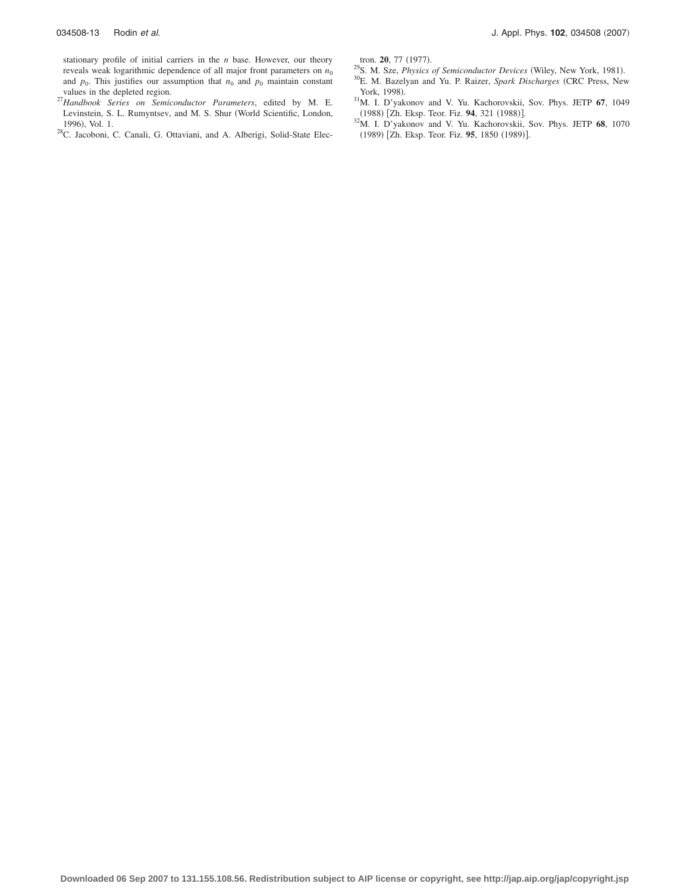stationary profile of initial carriers in the $n$ base. However, our theory reveals weak logarithmic dependence of all major front parameters on $n_0$ and $p_0$. This justifies our assumption that $n_0$ and $p_0$ maintain constant values in the depleted region.

[27] *Handbook Series on Semiconductor Parameters*, edited by M. E. Levinstein, S. L. Rumyntsev, and M. S. Shur (World Scientific, London, 1996), Vol. 1.

[28] C. Jacoboni, C. Canali, G. Ottaviani, and A. Alberigi, Solid-State Electron. **20**, 77 (1977).

[29] S. M. Sze, *Physics of Semiconductor Devices* (Wiley, New York, 1981).

[30] E. M. Bazelyan and Yu. P. Raizer, *Spark Discharges* (CRC Press, New York, 1998).

[31] M. I. D'yakonov and V. Yu. Kachorovskii, Sov. Phys. JETP **67**, 1049 (1988) [Zh. Eksp. Teor. Fiz. **94**, 321 (1988)].

[32] M. I. D'yakonov and V. Yu. Kachorovskii, Sov. Phys. JETP **68**, 1070 (1989) [Zh. Eksp. Teor. Fiz. **95**, 1850 (1989)].

**Downloaded 06 Sep 2007 to 131.155.108.56. Redistribution subject to AIP license or copyright, see http://jap.aip.org/jap/copyright.jsp**